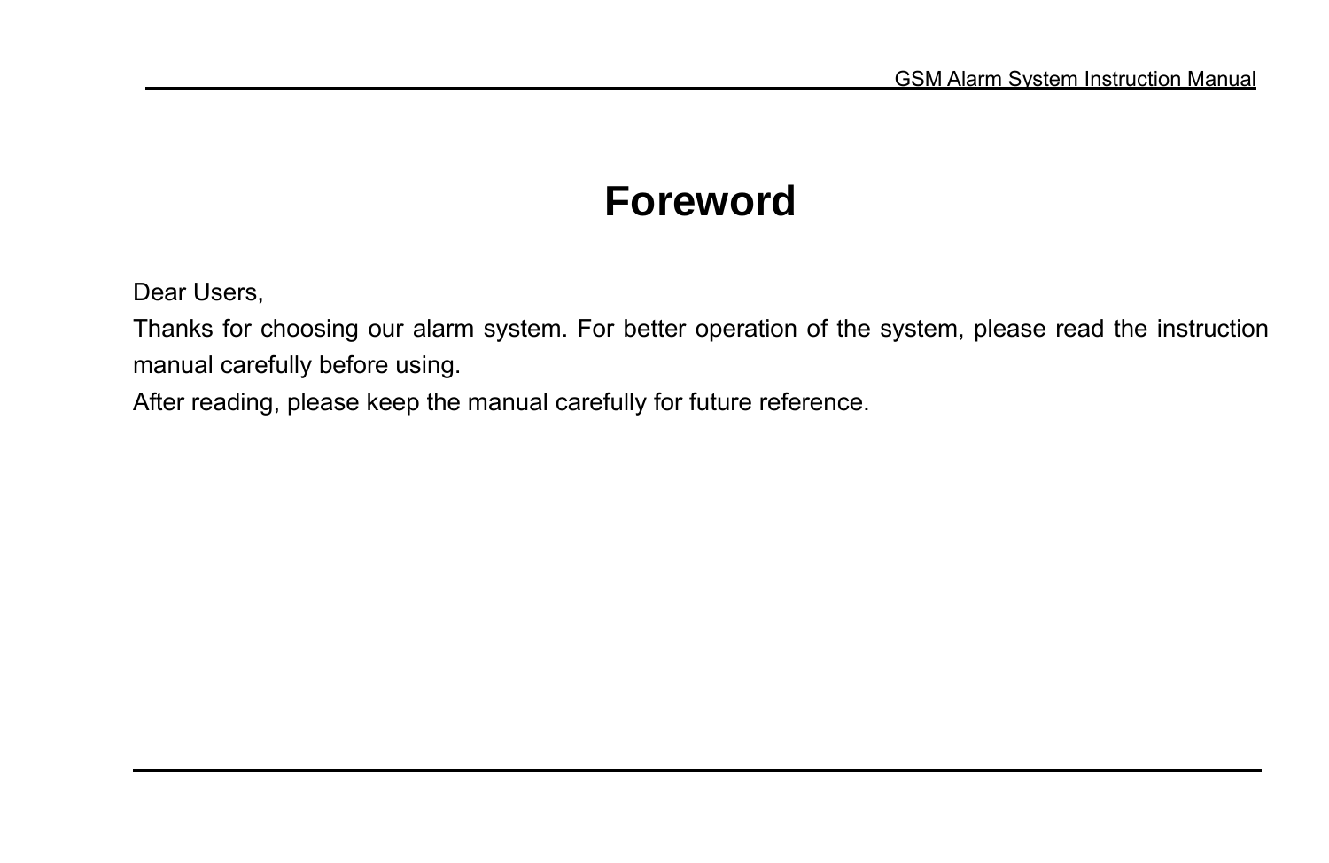# Foreword

Dear Users,

Thanks for choosing our alarm system. For better operation of the system, please read the instruction manual carefully before using.

After reading, please keep the manual carefully for future reference.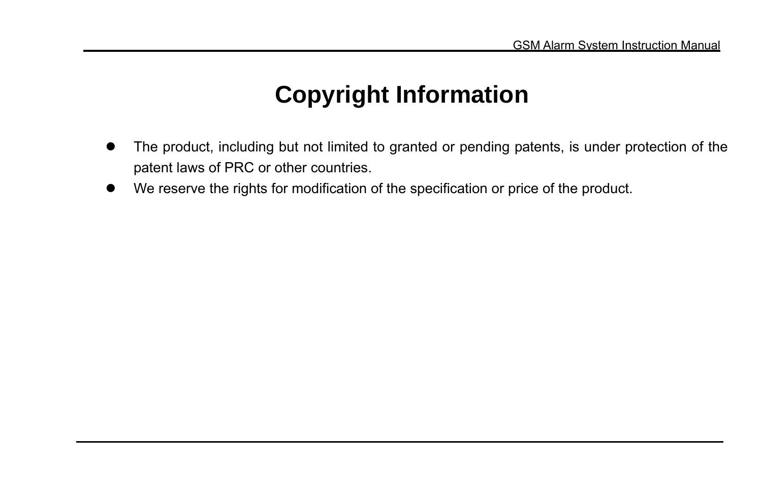# Copyright Information

- The product, including but not limited to granted or pending patents, is under protection of the patent laws of PRC or other countries.
- We reserve the rights for modification of the specification or price of the product.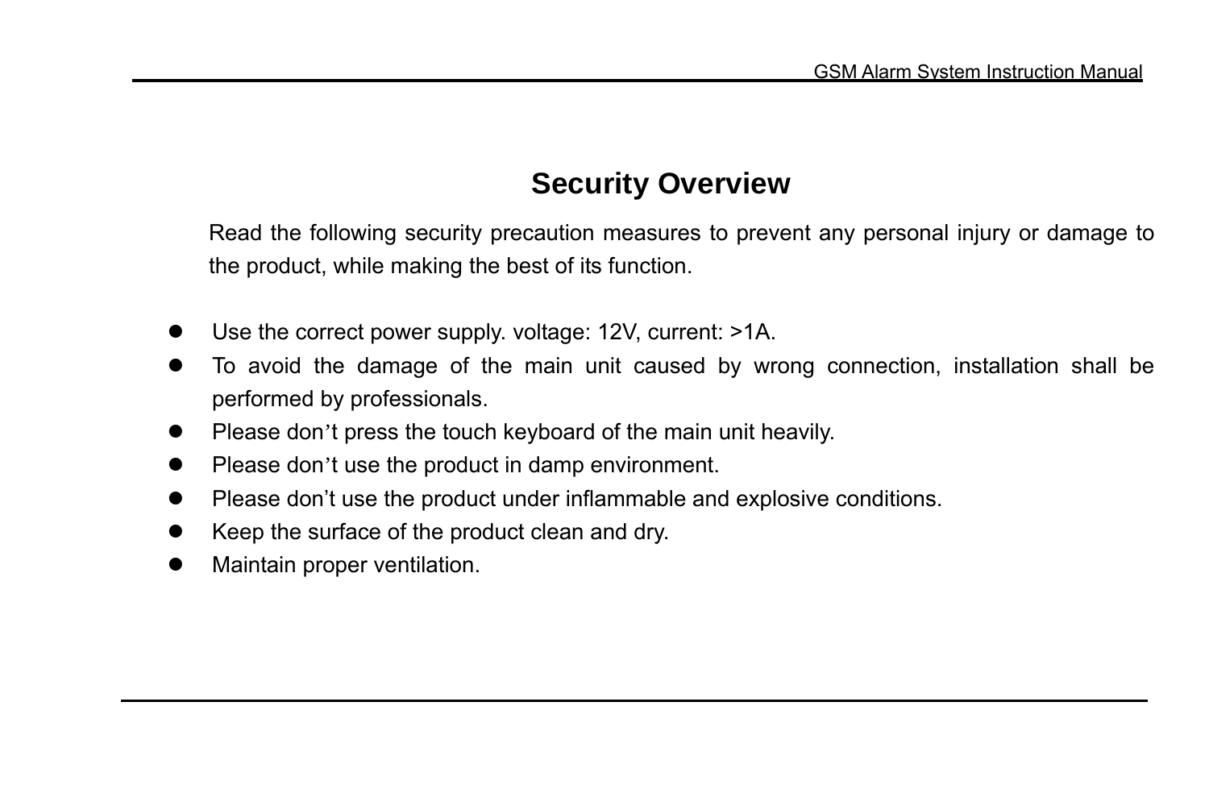# Security Overview

Read the following security precaution measures to prevent any personal injury or damage to the product, while making the best of its function.

- Use the correct power supply. voltage: 12V, current: >1A.
- To avoid the damage of the main unit caused by wrong connection, installation shall be performed by professionals.
- Please don’t press the touch keyboard of the main unit heavily.
- Please don’t use the product in damp environment.
- Please don’t use the product under inflammable and explosive conditions.
- Keep the surface of the product clean and dry.
- Maintain proper ventilation.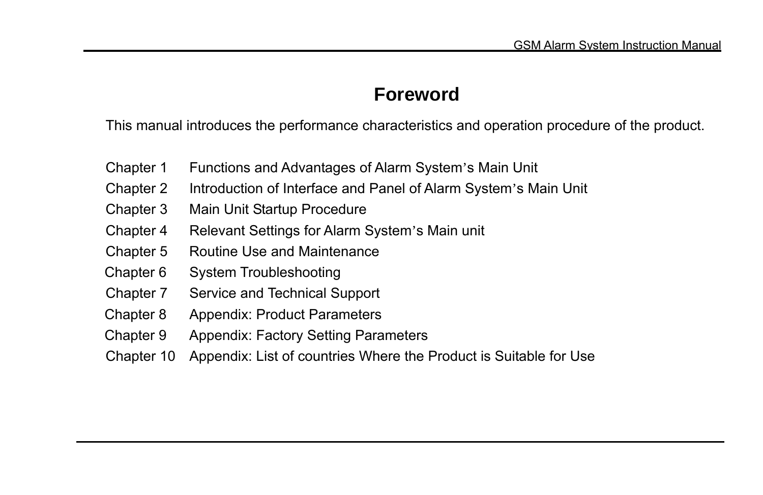# Foreword

This manual introduces the performance characteristics and operation procedure of the product.

| | |
|---|---|
| Chapter 1 | Functions and Advantages of Alarm System's Main Unit |
| Chapter 2 | Introduction of Interface and Panel of Alarm System's Main Unit |
| Chapter 3 | Main Unit Startup Procedure |
| Chapter 4 | Relevant Settings for Alarm System's Main unit |
| Chapter 5 | Routine Use and Maintenance |
| Chapter 6 | System Troubleshooting |
| Chapter 7 | Service and Technical Support |
| Chapter 8 | Appendix: Product Parameters |
| Chapter 9 | Appendix: Factory Setting Parameters |
| Chapter 10 | Appendix: List of countries Where the Product is Suitable for Use |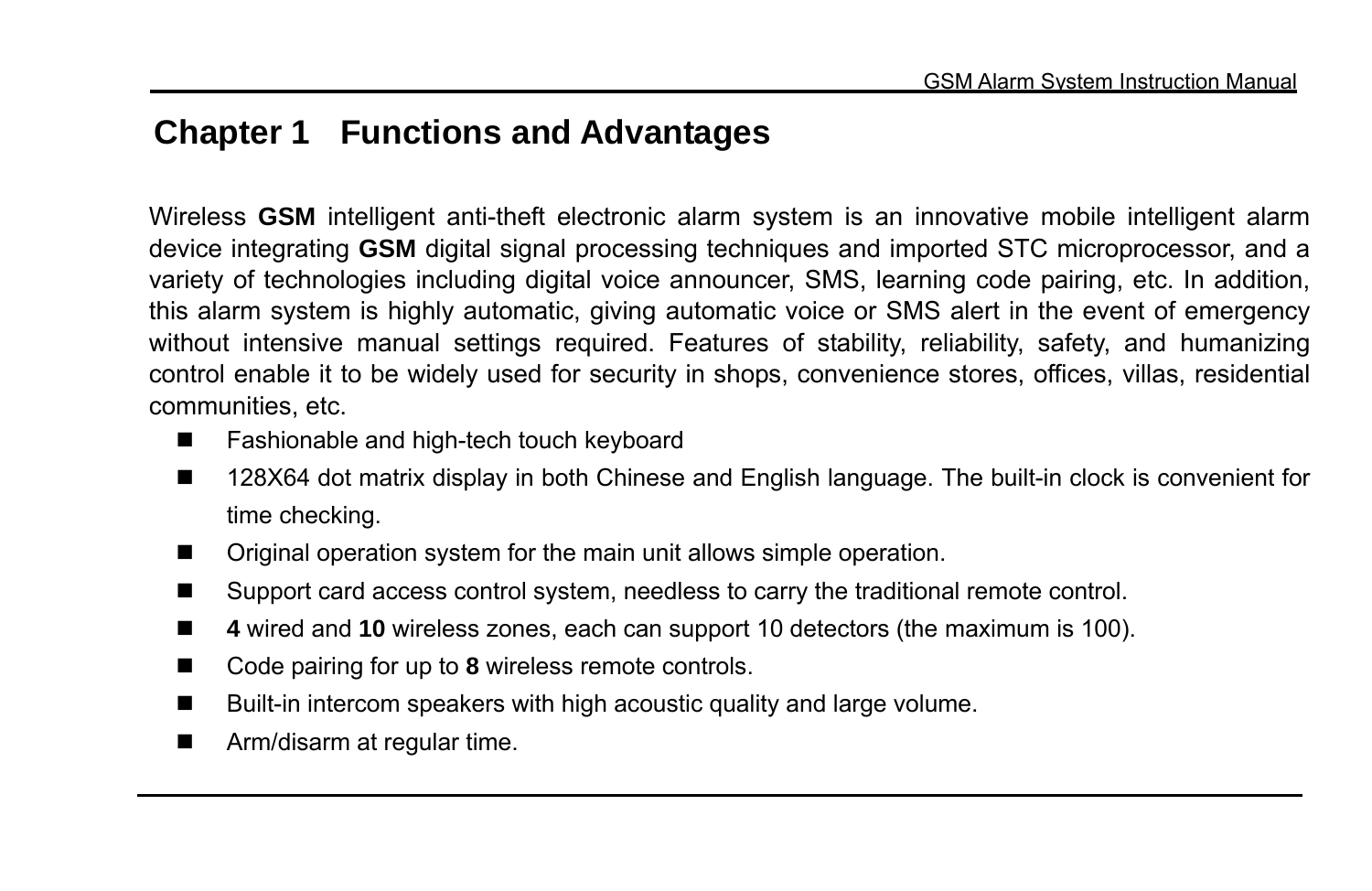# Chapter 1 Functions and Advantages

Wireless **GSM** intelligent anti-theft electronic alarm system is an innovative mobile intelligent alarm device integrating **GSM** digital signal processing techniques and imported STC microprocessor, and a variety of technologies including digital voice announcer, SMS, learning code pairing, etc. In addition, this alarm system is highly automatic, giving automatic voice or SMS alert in the event of emergency without intensive manual settings required. Features of stability, reliability, safety, and humanizing control enable it to be widely used for security in shops, convenience stores, offices, villas, residential communities, etc.

- Fashionable and high-tech touch keyboard
- 128X64 dot matrix display in both Chinese and English language. The built-in clock is convenient for time checking.
- Original operation system for the main unit allows simple operation.
- Support card access control system, needless to carry the traditional remote control.
- **4** wired and **10** wireless zones, each can support 10 detectors (the maximum is 100).
- Code pairing for up to **8** wireless remote controls.
- Built-in intercom speakers with high acoustic quality and large volume.
- Arm/disarm at regular time.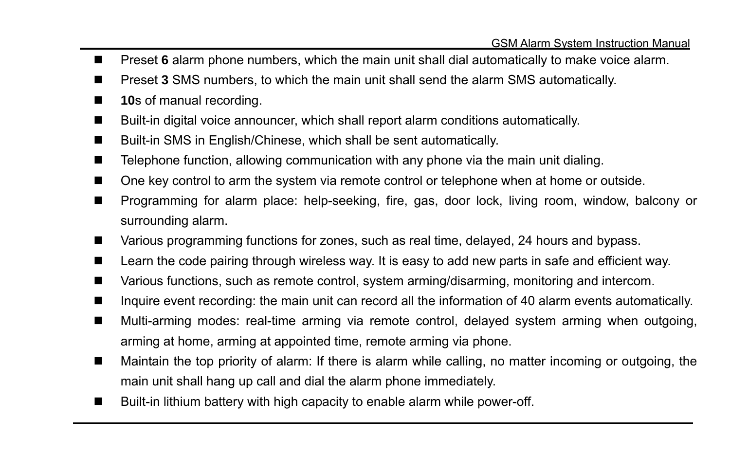- Preset **6** alarm phone numbers, which the main unit shall dial automatically to make voice alarm.
- Preset **3** SMS numbers, to which the main unit shall send the alarm SMS automatically.
- **10**s of manual recording.
- Built-in digital voice announcer, which shall report alarm conditions automatically.
- Built-in SMS in English/Chinese, which shall be sent automatically.
- Telephone function, allowing communication with any phone via the main unit dialing.
- One key control to arm the system via remote control or telephone when at home or outside.
- Programming for alarm place: help-seeking, fire, gas, door lock, living room, window, balcony or surrounding alarm.
- Various programming functions for zones, such as real time, delayed, 24 hours and bypass.
- Learn the code pairing through wireless way. It is easy to add new parts in safe and efficient way.
- Various functions, such as remote control, system arming/disarming, monitoring and intercom.
- Inquire event recording: the main unit can record all the information of 40 alarm events automatically.
- Multi-arming modes: real-time arming via remote control, delayed system arming when outgoing, arming at home, arming at appointed time, remote arming via phone.
- Maintain the top priority of alarm: If there is alarm while calling, no matter incoming or outgoing, the main unit shall hang up call and dial the alarm phone immediately.
- Built-in lithium battery with high capacity to enable alarm while power-off.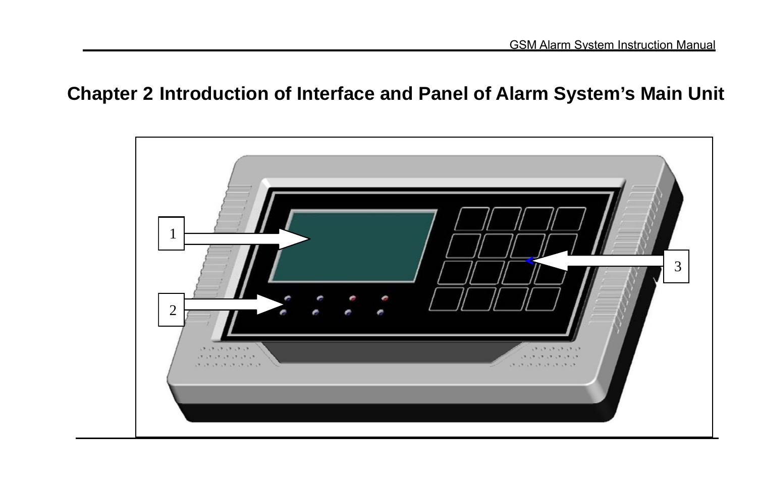# Chapter 2 Introduction of Interface and Panel of Alarm System's Main Unit

1

2

3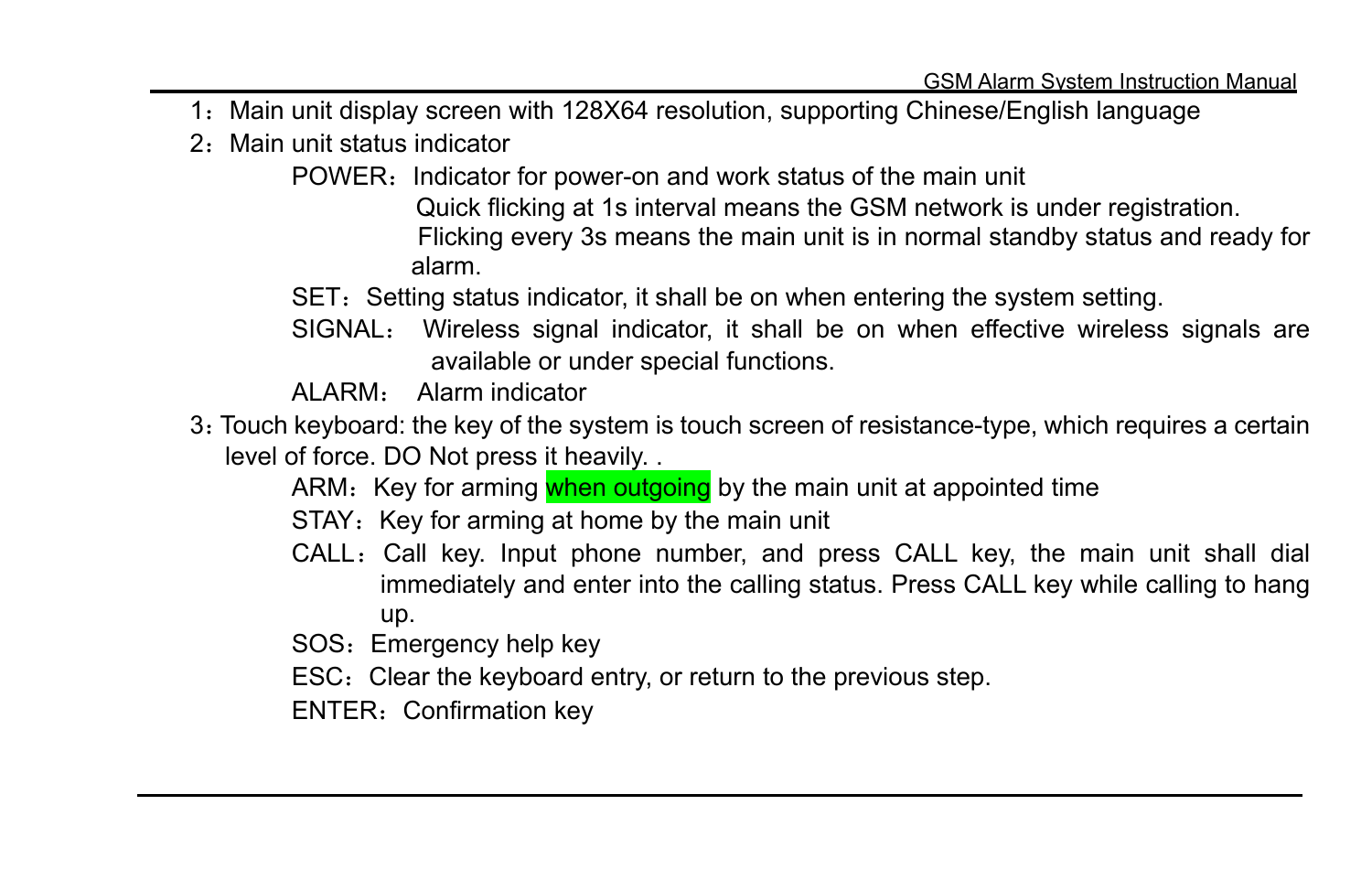1：Main unit display screen with 128X64 resolution, supporting Chinese/English language

2：Main unit status indicator

POWER：Indicator for power-on and work status of the main unit
Quick flicking at 1s interval means the GSM network is under registration.
Flicking every 3s means the main unit is in normal standby status and ready for alarm.

SET：Setting status indicator, it shall be on when entering the system setting.

SIGNAL： Wireless signal indicator, it shall be on when effective wireless signals are available or under special functions.

ALARM： Alarm indicator

3：Touch keyboard: the key of the system is touch screen of resistance-type, which requires a certain level of force. DO Not press it heavily. .

ARM：Key for arming when outgoing by the main unit at appointed time

STAY：Key for arming at home by the main unit

CALL：Call key. Input phone number, and press CALL key, the main unit shall dial immediately and enter into the calling status. Press CALL key while calling to hang up.

SOS：Emergency help key

ESC：Clear the keyboard entry, or return to the previous step.

ENTER：Confirmation key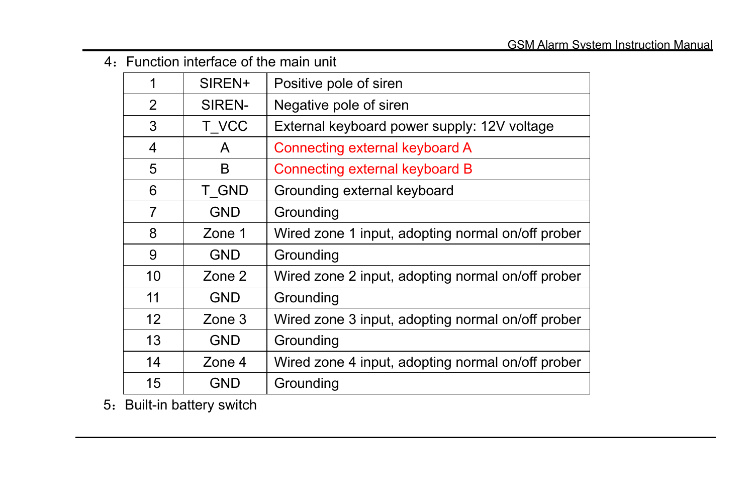4：Function interface of the main unit

| | | |
|---|---|---|
| 1 | SIREN+ | Positive pole of siren |
| 2 | SIREN- | Negative pole of siren |
| 3 | T_VCC | External keyboard power supply: 12V voltage |
| 4 | A | Connecting external keyboard A |
| 5 | B | Connecting external keyboard B |
| 6 | T_GND | Grounding external keyboard |
| 7 | GND | Grounding |
| 8 | Zone 1 | Wired zone 1 input, adopting normal on/off prober |
| 9 | GND | Grounding |
| 10 | Zone 2 | Wired zone 2 input, adopting normal on/off prober |
| 11 | GND | Grounding |
| 12 | Zone 3 | Wired zone 3 input, adopting normal on/off prober |
| 13 | GND | Grounding |
| 14 | Zone 4 | Wired zone 4 input, adopting normal on/off prober |
| 15 | GND | Grounding |

5：Built-in battery switch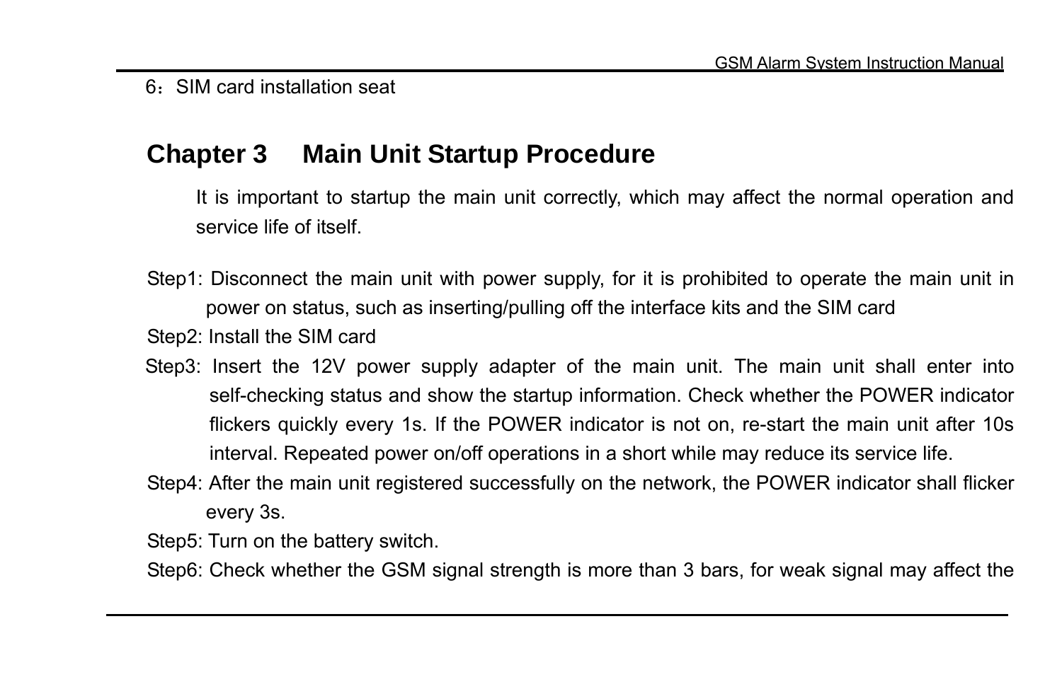6：SIM card installation seat

## Chapter 3 Main Unit Startup Procedure

It is important to startup the main unit correctly, which may affect the normal operation and service life of itself.

Step1: Disconnect the main unit with power supply, for it is prohibited to operate the main unit in power on status, such as inserting/pulling off the interface kits and the SIM card

Step2: Install the SIM card

Step3: Insert the 12V power supply adapter of the main unit. The main unit shall enter into self-checking status and show the startup information. Check whether the POWER indicator flickers quickly every 1s. If the POWER indicator is not on, re-start the main unit after 10s interval. Repeated power on/off operations in a short while may reduce its service life.

Step4: After the main unit registered successfully on the network, the POWER indicator shall flicker every 3s.

Step5: Turn on the battery switch.

Step6: Check whether the GSM signal strength is more than 3 bars, for weak signal may affect the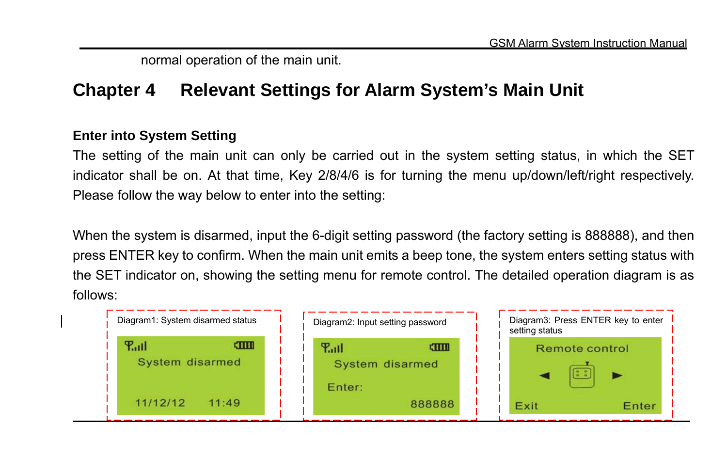normal operation of the main unit.

# Chapter 4 Relevant Settings for Alarm System's Main Unit

### Enter into System Setting

The setting of the main unit can only be carried out in the system setting status, in which the SET indicator shall be on. At that time, Key 2/8/4/6 is for turning the menu up/down/left/right respectively. Please follow the way below to enter into the setting:

When the system is disarmed, input the 6-digit setting password (the factory setting is 888888), and then press ENTER key to confirm. When the main unit emits a beep tone, the system enters setting status with the SET indicator on, showing the setting menu for remote control. The detailed operation diagram is as follows:

Diagram1: System disarmed status

System disarmed

11/12/12 11:49

Diagram2: Input setting password

System disarmed

Enter:

888888

Diagram3: Press ENTER key to enter setting status

Remote control

Exit Enter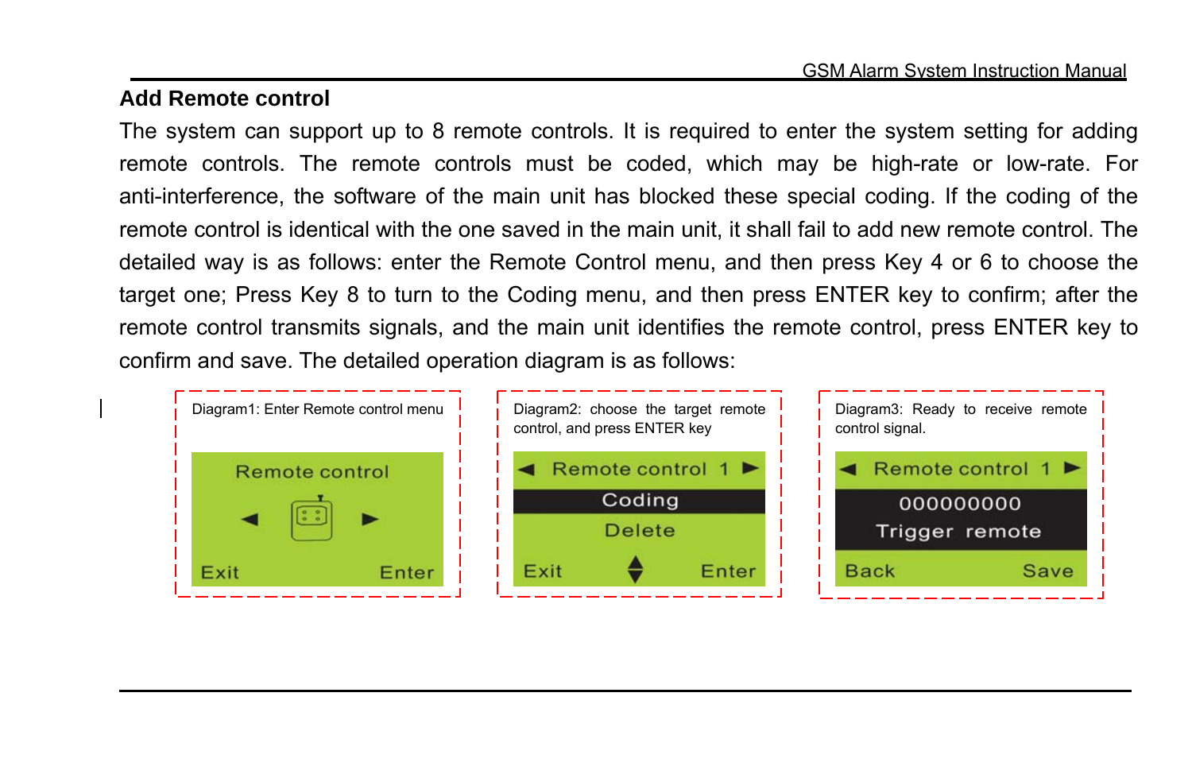## Add Remote control

The system can support up to 8 remote controls. It is required to enter the system setting for adding remote controls. The remote controls must be coded, which may be high-rate or low-rate. For anti-interference, the software of the main unit has blocked these special coding. If the coding of the remote control is identical with the one saved in the main unit, it shall fail to add new remote control. The detailed way is as follows: enter the Remote Control menu, and then press Key 4 or 6 to choose the target one; Press Key 8 to turn to the Coding menu, and then press ENTER key to confirm; after the remote control transmits signals, and the main unit identifies the remote control, press ENTER key to confirm and save. The detailed operation diagram is as follows:

Diagram1: Enter Remote control menu

Remote control
◄ ►
Exit Enter

Diagram2: choose the target remote control, and press ENTER key

◄ Remote control 1 ►
Coding
Delete
Exit Enter

Diagram3: Ready to receive remote control signal.

◄ Remote control 1 ►
000000000
Trigger remote
Back Save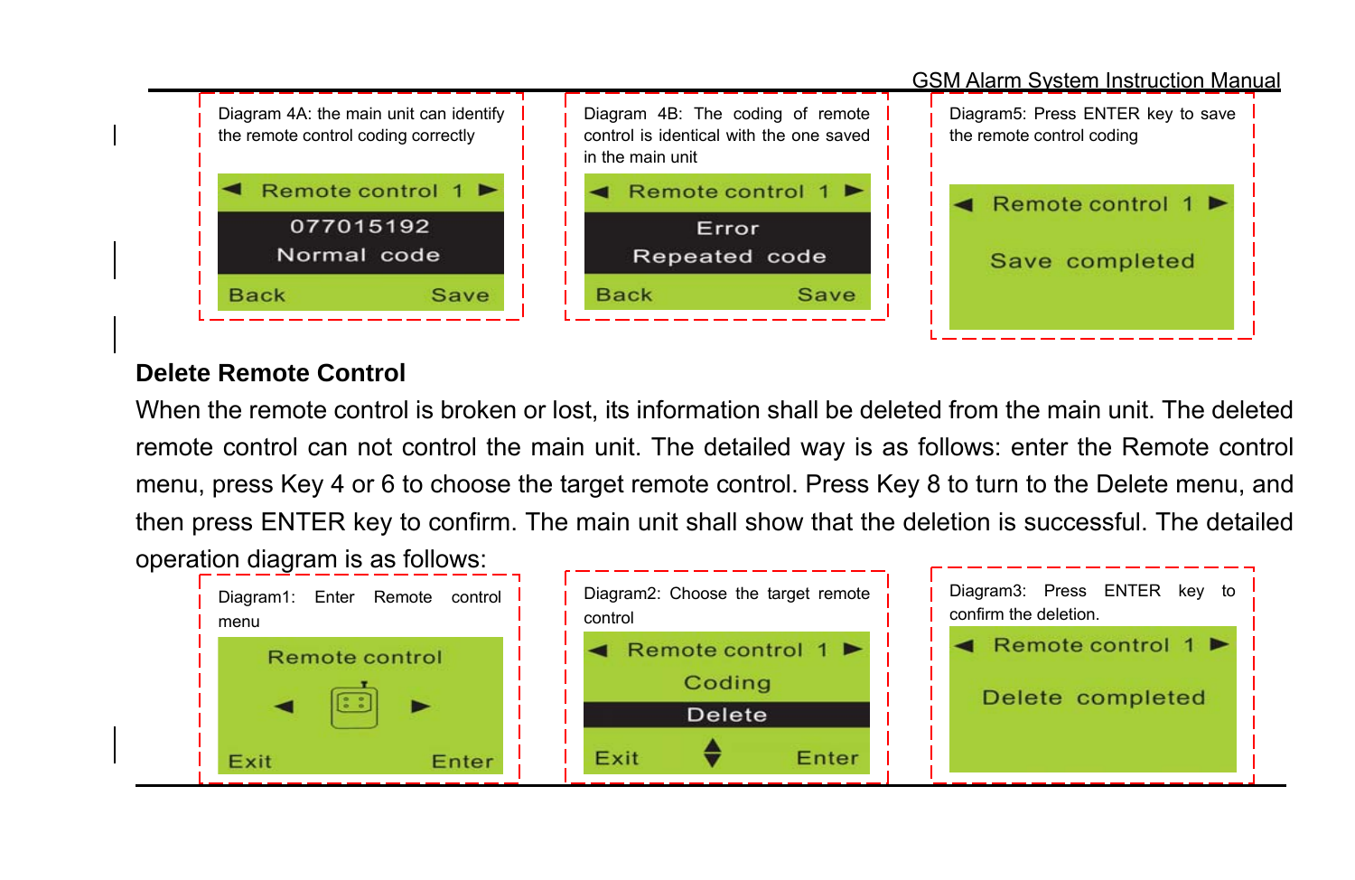Diagram 4A: the main unit can identify the remote control coding correctly

◄ Remote control 1 ►
077015192
Normal code
Back Save

Diagram 4B: The coding of remote control is identical with the one saved in the main unit

◄ Remote control 1 ►
Error
Repeated code
Back Save

Diagram5: Press ENTER key to save the remote control coding

◄ Remote control 1 ►
Save completed

**Delete Remote Control**

When the remote control is broken or lost, its information shall be deleted from the main unit. The deleted remote control can not control the main unit. The detailed way is as follows: enter the Remote control menu, press Key 4 or 6 to choose the target remote control. Press Key 8 to turn to the Delete menu, and then press ENTER key to confirm. The main unit shall show that the deletion is successful. The detailed operation diagram is as follows:

Diagram1: Enter Remote control menu

Remote control
◄ ►
Exit Enter

Diagram2: Choose the target remote control

◄ Remote control 1 ►
Coding
Delete
Exit Enter

Diagram3: Press ENTER key to confirm the deletion.

◄ Remote control 1 ►
Delete completed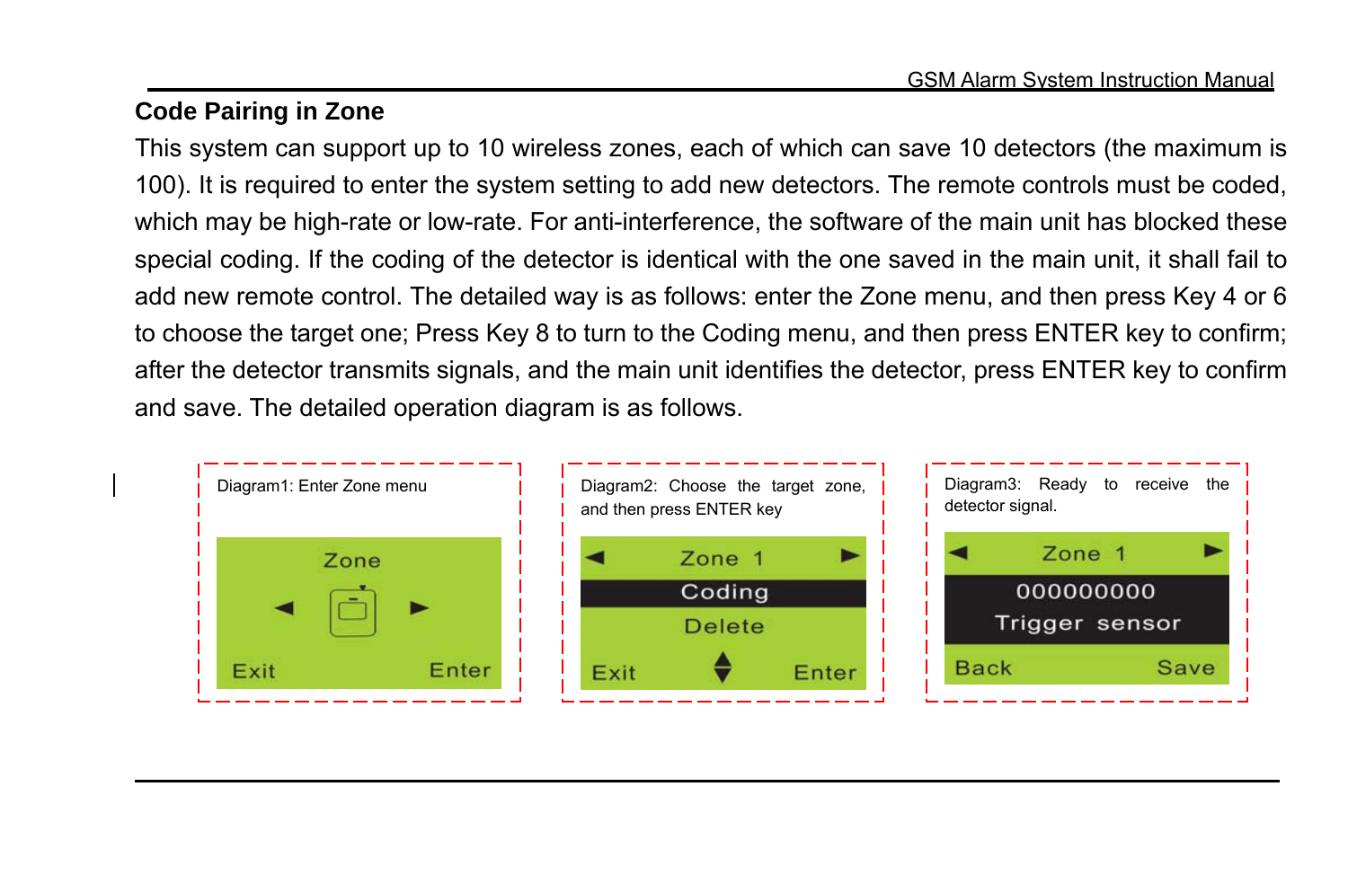## Code Pairing in Zone

This system can support up to 10 wireless zones, each of which can save 10 detectors (the maximum is 100). It is required to enter the system setting to add new detectors. The remote controls must be coded, which may be high-rate or low-rate. For anti-interference, the software of the main unit has blocked these special coding. If the coding of the detector is identical with the one saved in the main unit, it shall fail to add new remote control. The detailed way is as follows: enter the Zone menu, and then press Key 4 or 6 to choose the target one; Press Key 8 to turn to the Coding menu, and then press ENTER key to confirm; after the detector transmits signals, and the main unit identifies the detector, press ENTER key to confirm and save. The detailed operation diagram is as follows.

Diagram1: Enter Zone menu

Zone
◄ ►
Exit    Enter

Diagram2: Choose the target zone, and then press ENTER key

◄ Zone 1 ►
Coding
Delete
Exit    Enter

Diagram3: Ready to receive the detector signal.

◄ Zone 1 ►
000000000
Trigger sensor
Back    Save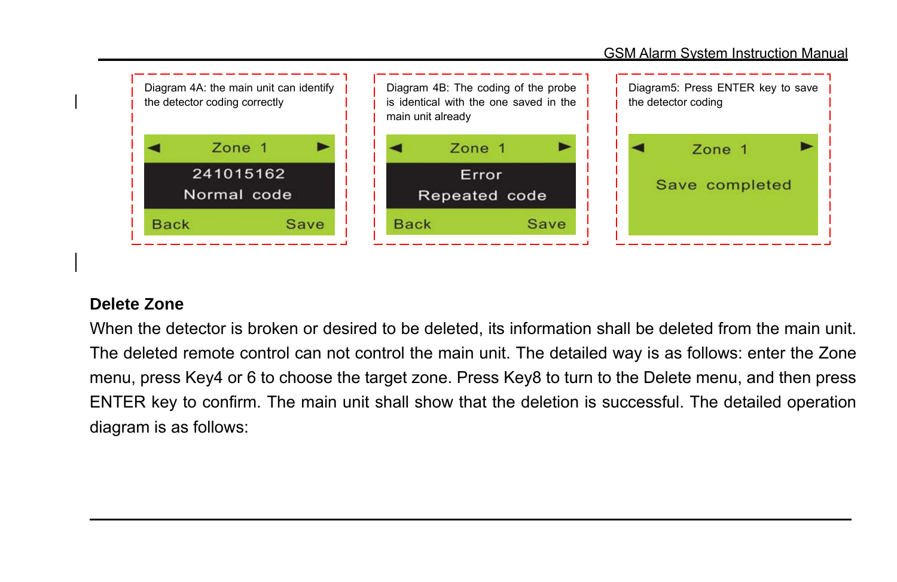Diagram 4A: the main unit can identify the detector coding correctly

Zone 1
241015162
Normal code
Back Save

Diagram 4B: The coding of the probe is identical with the one saved in the main unit already

Zone 1
Error
Repeated code
Back Save

Diagram5: Press ENTER key to save the detector coding

Zone 1
Save completed

**Delete Zone**

When the detector is broken or desired to be deleted, its information shall be deleted from the main unit. The deleted remote control can not control the main unit. The detailed way is as follows: enter the Zone menu, press Key4 or 6 to choose the target zone. Press Key8 to turn to the Delete menu, and then press ENTER key to confirm. The main unit shall show that the deletion is successful. The detailed operation diagram is as follows: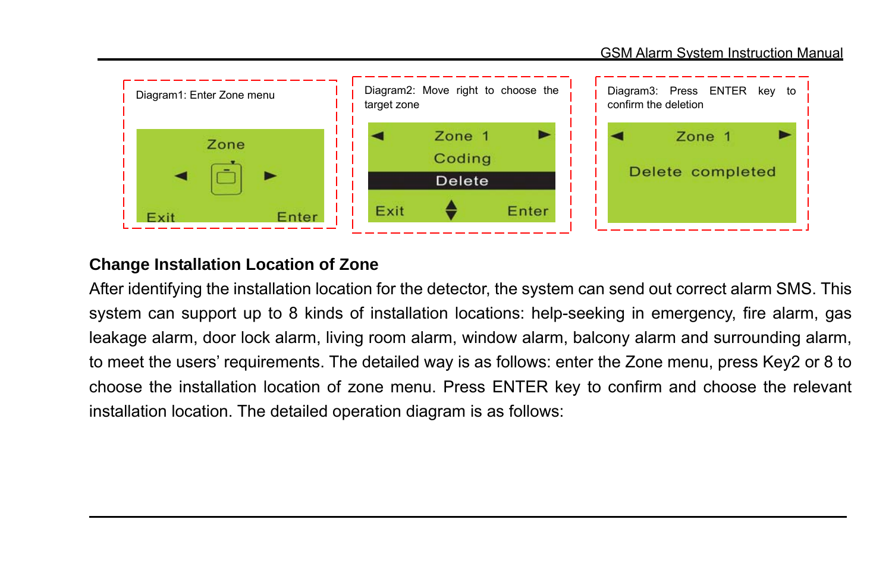Diagram1: Enter Zone menu

Zone

Exit Enter

Diagram2: Move right to choose the target zone

Zone 1

Coding

Delete

Exit Enter

Diagram3: Press ENTER key to confirm the deletion

Zone 1

Delete completed

## Change Installation Location of Zone

After identifying the installation location for the detector, the system can send out correct alarm SMS. This system can support up to 8 kinds of installation locations: help-seeking in emergency, fire alarm, gas leakage alarm, door lock alarm, living room alarm, window alarm, balcony alarm and surrounding alarm, to meet the users' requirements. The detailed way is as follows: enter the Zone menu, press Key2 or 8 to choose the installation location of zone menu. Press ENTER key to confirm and choose the relevant installation location. The detailed operation diagram is as follows: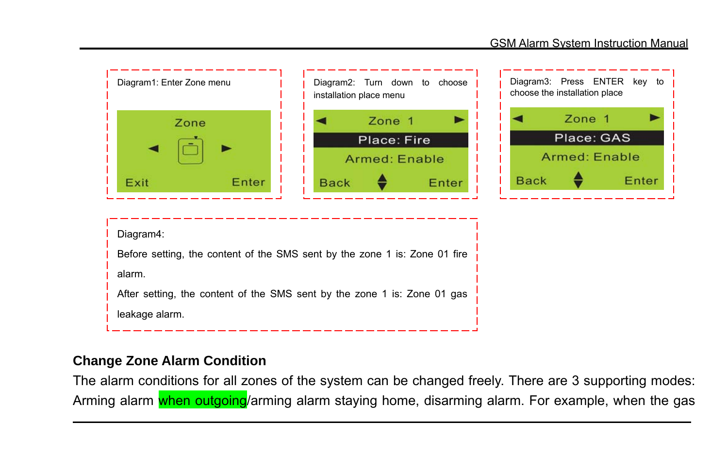Diagram1: Enter Zone menu

Zone

Exit Enter

Diagram2: Turn down to choose installation place menu

Zone 1

Place: Fire

Armed: Enable

Back Enter

Diagram3: Press ENTER key to choose the installation place

Zone 1

Place: GAS

Armed: Enable

Back Enter

Diagram4:

Before setting, the content of the SMS sent by the zone 1 is: Zone 01 fire alarm.

After setting, the content of the SMS sent by the zone 1 is: Zone 01 gas leakage alarm.

## Change Zone Alarm Condition

The alarm conditions for all zones of the system can be changed freely. There are 3 supporting modes: Arming alarm when outgoing/arming alarm staying home, disarming alarm. For example, when the gas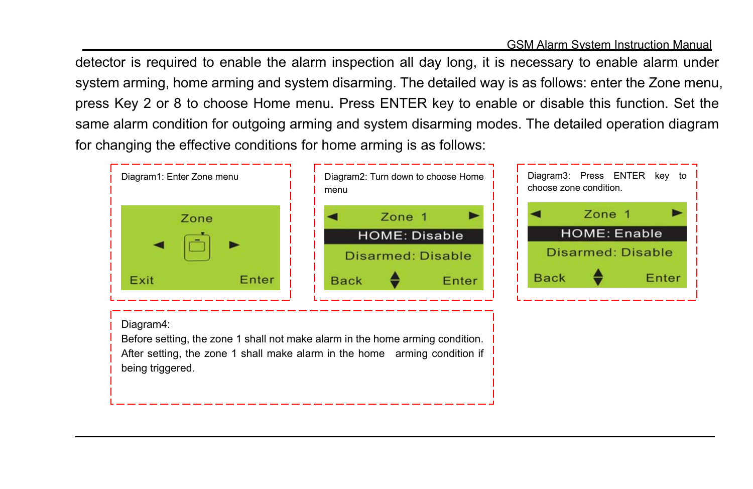detector is required to enable the alarm inspection all day long, it is necessary to enable alarm under system arming, home arming and system disarming. The detailed way is as follows: enter the Zone menu, press Key 2 or 8 to choose Home menu. Press ENTER key to enable or disable this function. Set the same alarm condition for outgoing arming and system disarming modes. The detailed operation diagram for changing the effective conditions for home arming is as follows:

Diagram1: Enter Zone menu

```
Zone
◄   [icon]   ►
Exit          Enter
```

Diagram2: Turn down to choose Home menu

```
◄   Zone 1   ►
HOME: Disable
Disarmed: Disable
Back   ▲▼   Enter
```

Diagram3: Press ENTER key to choose zone condition.

```
◄   Zone 1   ►
HOME: Enable
Disarmed: Disable
Back   ▲▼   Enter
```

Diagram4:
Before setting, the zone 1 shall not make alarm in the home arming condition. After setting, the zone 1 shall make alarm in the home arming condition if being triggered.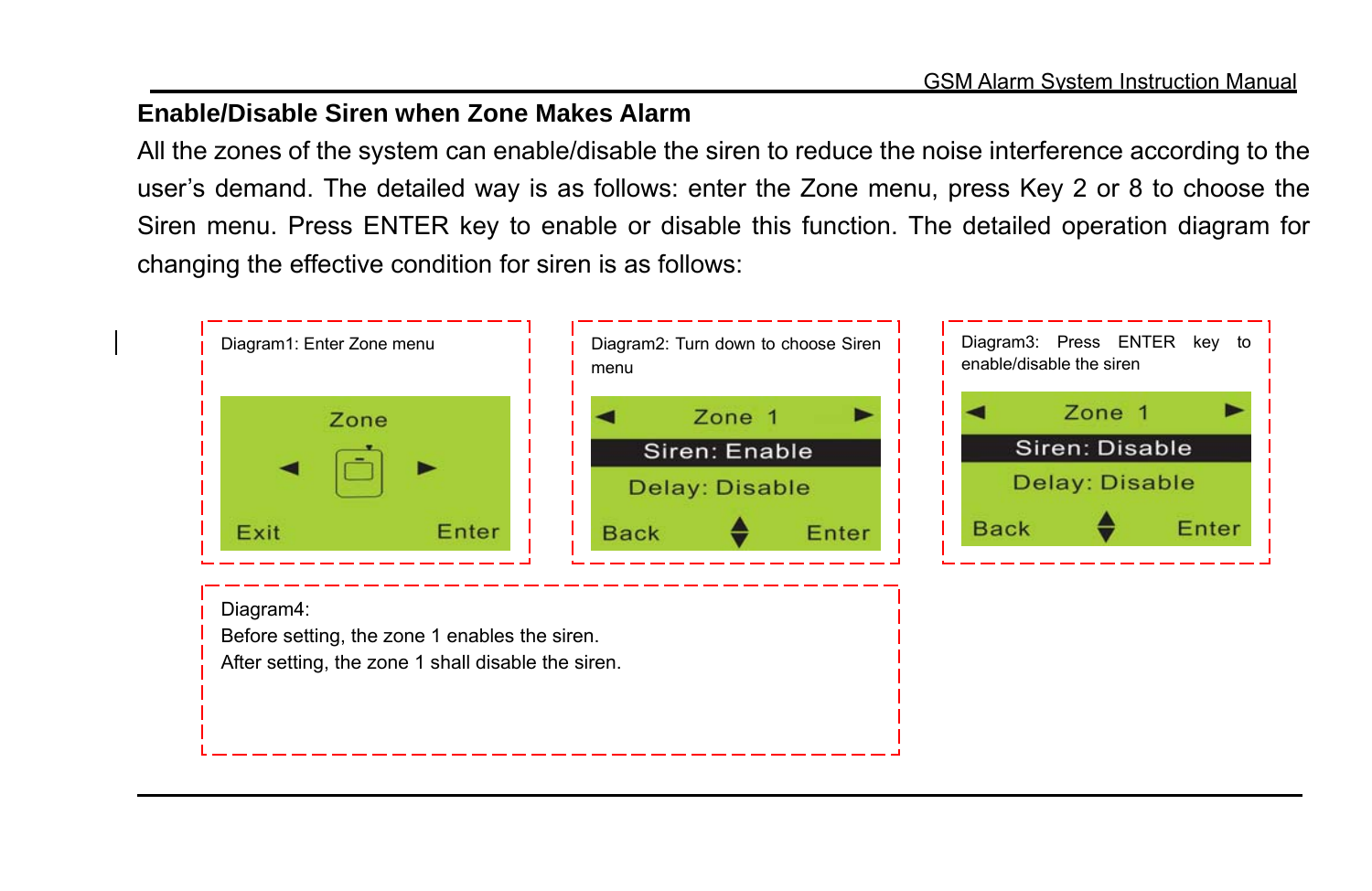## Enable/Disable Siren when Zone Makes Alarm

All the zones of the system can enable/disable the siren to reduce the noise interference according to the user's demand. The detailed way is as follows: enter the Zone menu, press Key 2 or 8 to choose the Siren menu. Press ENTER key to enable or disable this function. The detailed operation diagram for changing the effective condition for siren is as follows:

Diagram1: Enter Zone menu

```
       Zone
  ◄    [ ]    ►
Exit         Enter
```

Diagram2: Turn down to choose Siren menu

```
◄     Zone 1      ►
   Siren: Enable
  Delay: Disable
Back      ⬍     Enter
```

Diagram3: Press ENTER key to enable/disable the siren

```
◄     Zone 1      ►
   Siren: Disable
  Delay: Disable
Back      ⬍     Enter
```

Diagram4:
Before setting, the zone 1 enables the siren.
After setting, the zone 1 shall disable the siren.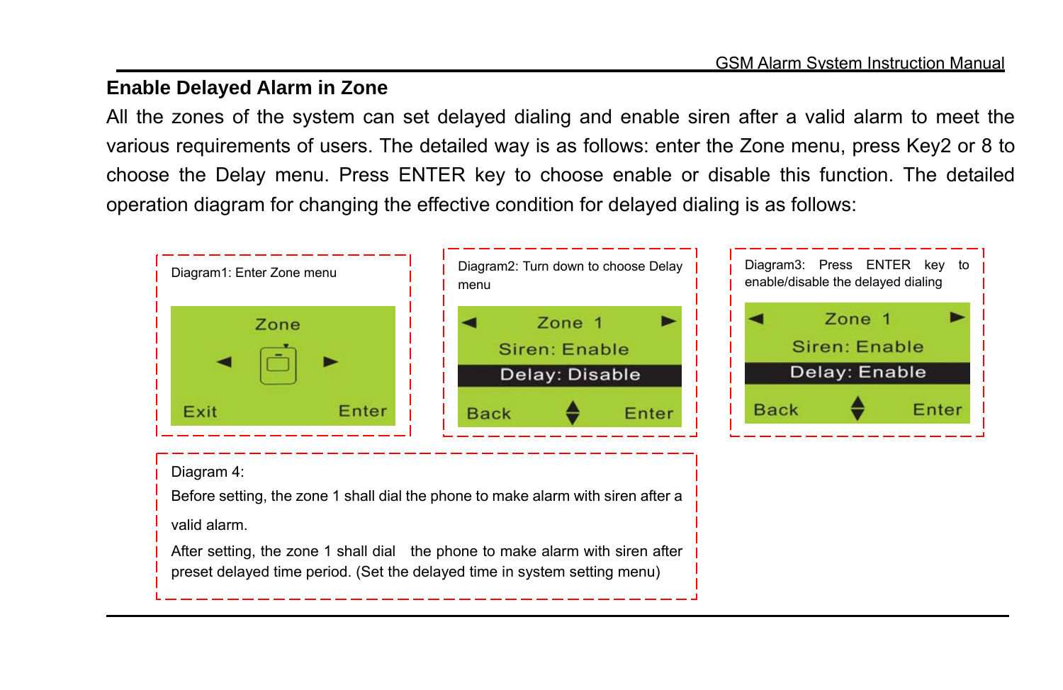## Enable Delayed Alarm in Zone

All the zones of the system can set delayed dialing and enable siren after a valid alarm to meet the various requirements of users. The detailed way is as follows: enter the Zone menu, press Key2 or 8 to choose the Delay menu. Press ENTER key to choose enable or disable this function. The detailed operation diagram for changing the effective condition for delayed dialing is as follows:

Diagram1: Enter Zone menu

Zone

◄ ►

Exit Enter

Diagram2: Turn down to choose Delay menu

◄ Zone 1 ►

Siren: Enable

Delay: Disable

Back Enter

Diagram3: Press ENTER key to enable/disable the delayed dialing

◄ Zone 1 ►

Siren: Enable

Delay: Enable

Back Enter

Diagram 4:

Before setting, the zone 1 shall dial the phone to make alarm with siren after a valid alarm.

After setting, the zone 1 shall dial the phone to make alarm with siren after preset delayed time period. (Set the delayed time in system setting menu)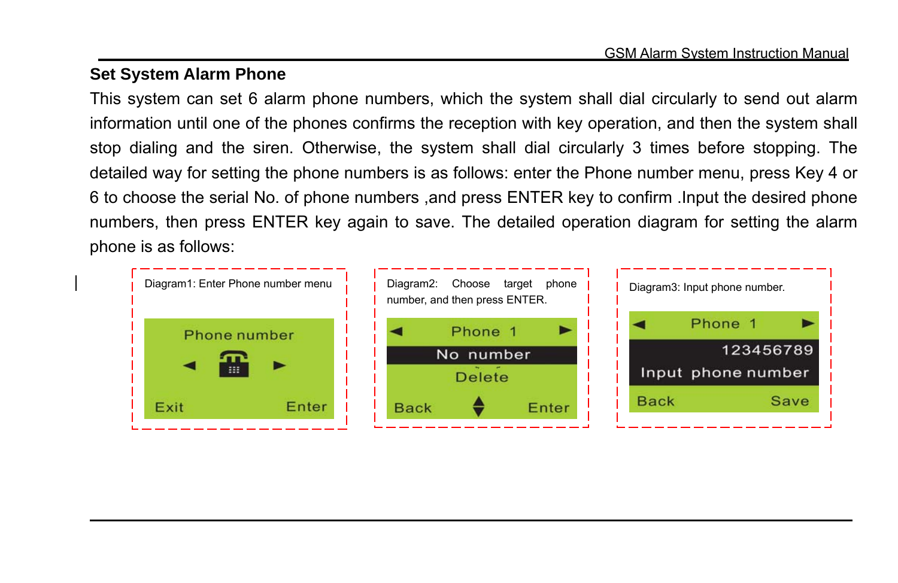## Set System Alarm Phone

This system can set 6 alarm phone numbers, which the system shall dial circularly to send out alarm information until one of the phones confirms the reception with key operation, and then the system shall stop dialing and the siren. Otherwise, the system shall dial circularly 3 times before stopping. The detailed way for setting the phone numbers is as follows: enter the Phone number menu, press Key 4 or 6 to choose the serial No. of phone numbers ,and press ENTER key to confirm .Input the desired phone numbers, then press ENTER key again to save. The detailed operation diagram for setting the alarm phone is as follows:

Diagram1: Enter Phone number menu

Phone number
◄ ►
Exit Enter

Diagram2: Choose target phone number, and then press ENTER.

◄ Phone 1 ►
No number
Delete
Back Enter

Diagram3: Input phone number.

◄ Phone 1 ►
123456789
Input phone number
Back Save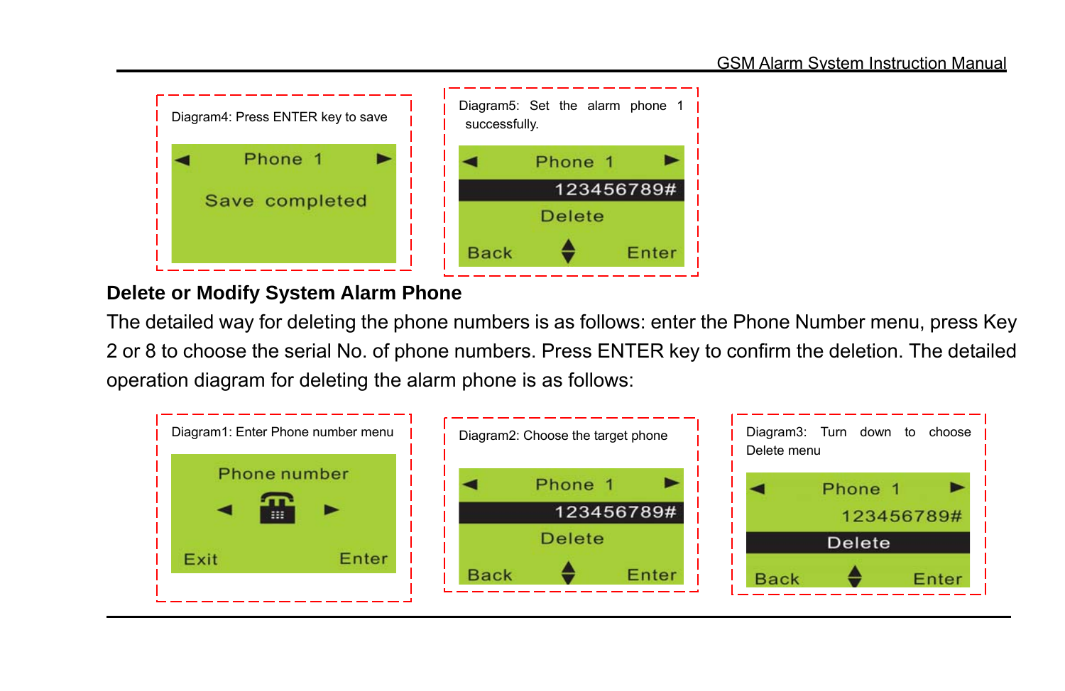Diagram4: Press ENTER key to save

Phone 1

Save completed

Diagram5: Set the alarm phone 1 successfully.

Phone 1

123456789#

Delete

Back Enter

## Delete or Modify System Alarm Phone

The detailed way for deleting the phone numbers is as follows: enter the Phone Number menu, press Key 2 or 8 to choose the serial No. of phone numbers. Press ENTER key to confirm the deletion. The detailed operation diagram for deleting the alarm phone is as follows:

Diagram1: Enter Phone number menu

Phone number

Exit Enter

Diagram2: Choose the target phone

Phone 1

123456789#

Delete

Back Enter

Diagram3: Turn down to choose Delete menu

Phone 1

123456789#

Delete

Back Enter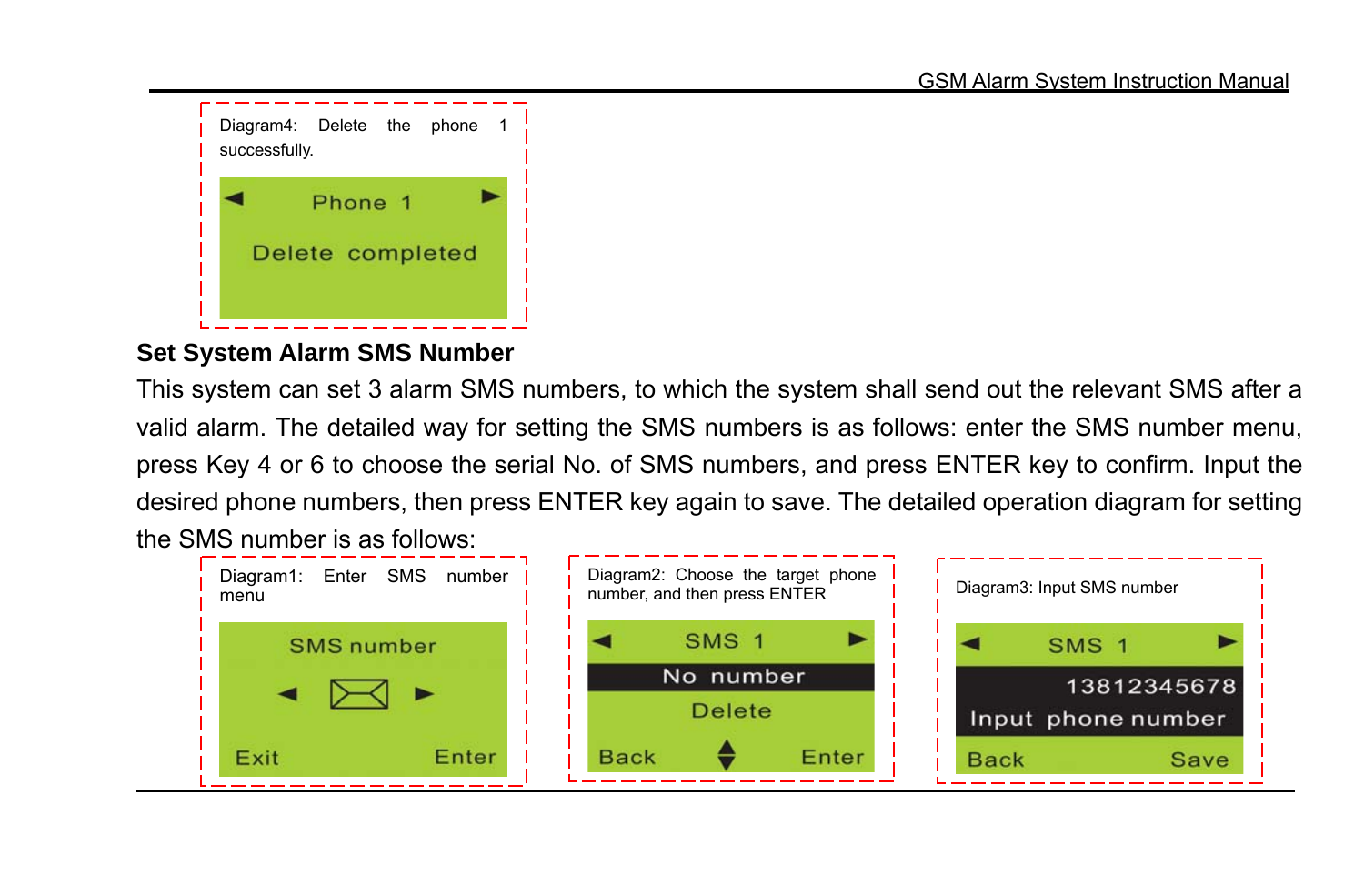Diagram4: Delete the phone 1 successfully.

Phone 1

Delete completed

## Set System Alarm SMS Number

This system can set 3 alarm SMS numbers, to which the system shall send out the relevant SMS after a valid alarm. The detailed way for setting the SMS numbers is as follows: enter the SMS number menu, press Key 4 or 6 to choose the serial No. of SMS numbers, and press ENTER key to confirm. Input the desired phone numbers, then press ENTER key again to save. The detailed operation diagram for setting the SMS number is as follows:

Diagram1: Enter SMS number menu

SMS number

Exit Enter

Diagram2: Choose the target phone number, and then press ENTER

SMS 1

No number

Delete

Back Enter

Diagram3: Input SMS number

SMS 1

13812345678

Input phone number

Back Save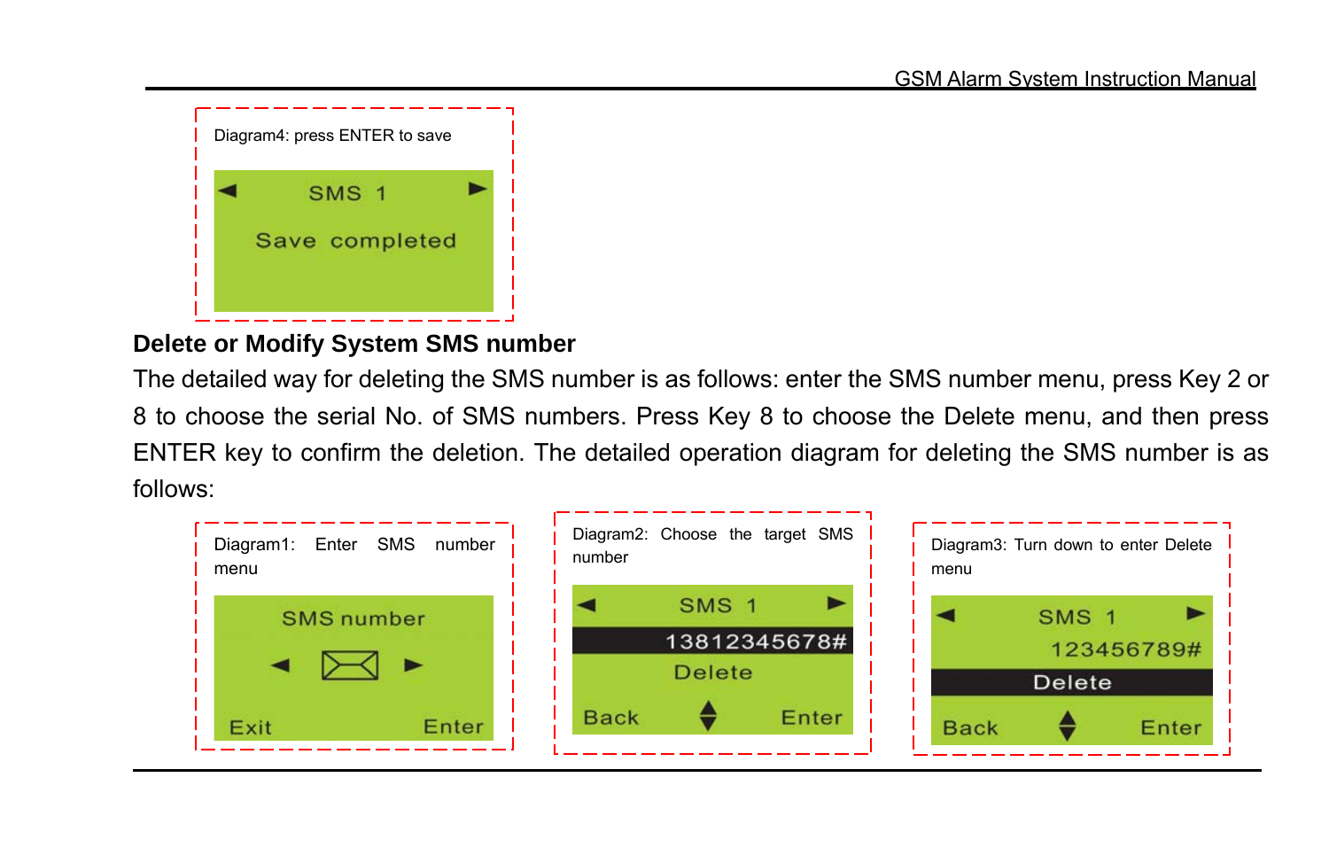Diagram4: press ENTER to save

SMS 1

Save completed

## Delete or Modify System SMS number

The detailed way for deleting the SMS number is as follows: enter the SMS number menu, press Key 2 or 8 to choose the serial No. of SMS numbers. Press Key 8 to choose the Delete menu, and then press ENTER key to confirm the deletion. The detailed operation diagram for deleting the SMS number is as follows:

Diagram1: Enter SMS number menu

SMS number

Exit Enter

Diagram2: Choose the target SMS number

SMS 1

13812345678#

Delete

Back Enter

Diagram3: Turn down to enter Delete menu

SMS 1

123456789#

Delete

Back Enter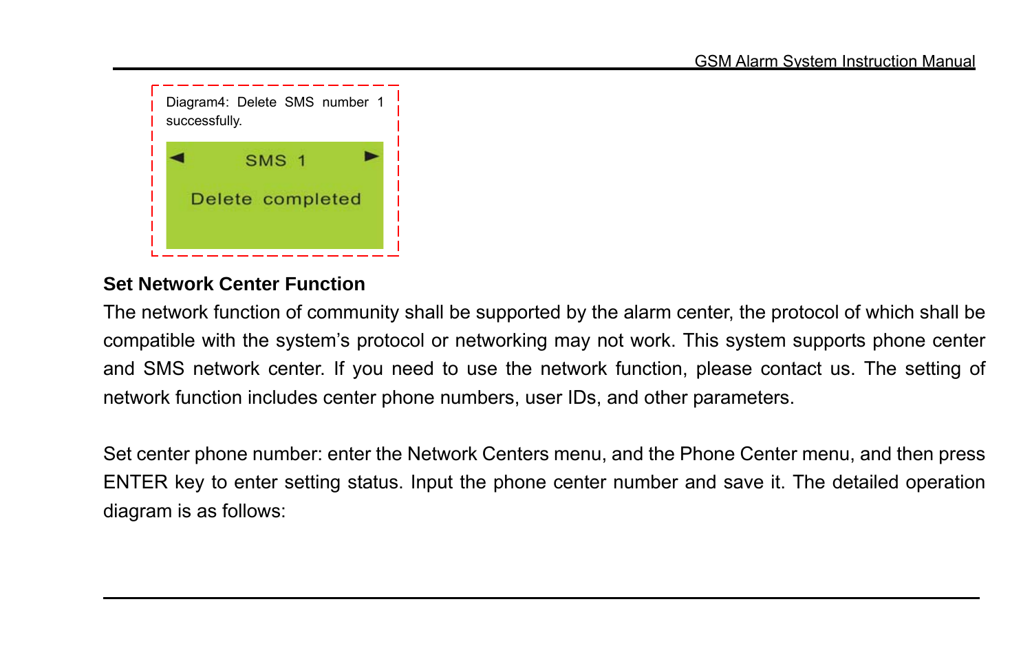Diagram4: Delete SMS number 1 successfully.

◄ SMS 1 ►

Delete completed

**Set Network Center Function**

The network function of community shall be supported by the alarm center, the protocol of which shall be compatible with the system's protocol or networking may not work. This system supports phone center and SMS network center. If you need to use the network function, please contact us. The setting of network function includes center phone numbers, user IDs, and other parameters.

Set center phone number: enter the Network Centers menu, and the Phone Center menu, and then press ENTER key to enter setting status. Input the phone center number and save it. The detailed operation diagram is as follows: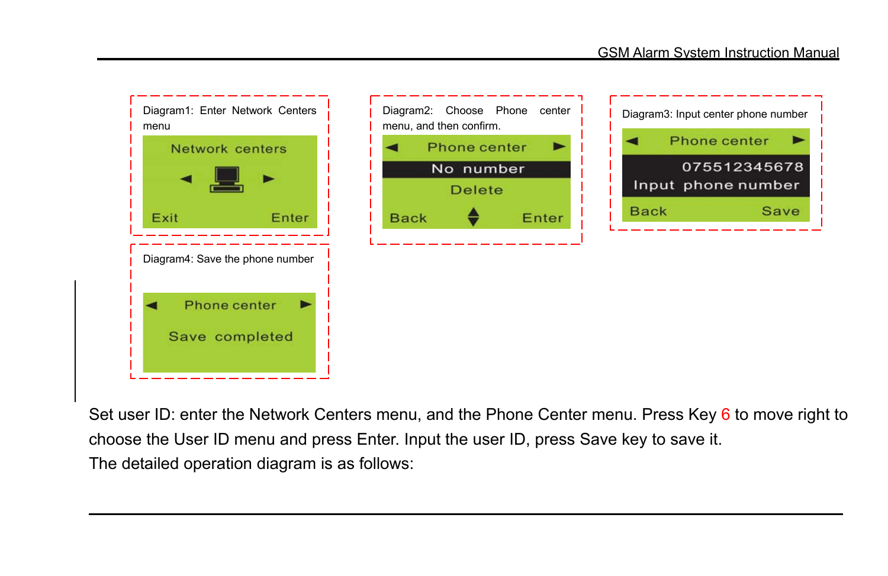Diagram1: Enter Network Centers menu

Network centers

Exit Enter

Diagram2: Choose Phone center menu, and then confirm.

Phone center

No number

Delete

Back Enter

Diagram3: Input center phone number

Phone center

075512345678

Input phone number

Back Save

Diagram4: Save the phone number

Phone center

Save completed

Set user ID: enter the Network Centers menu, and the Phone Center menu. Press Key 6 to move right to choose the User ID menu and press Enter. Input the user ID, press Save key to save it.

The detailed operation diagram is as follows: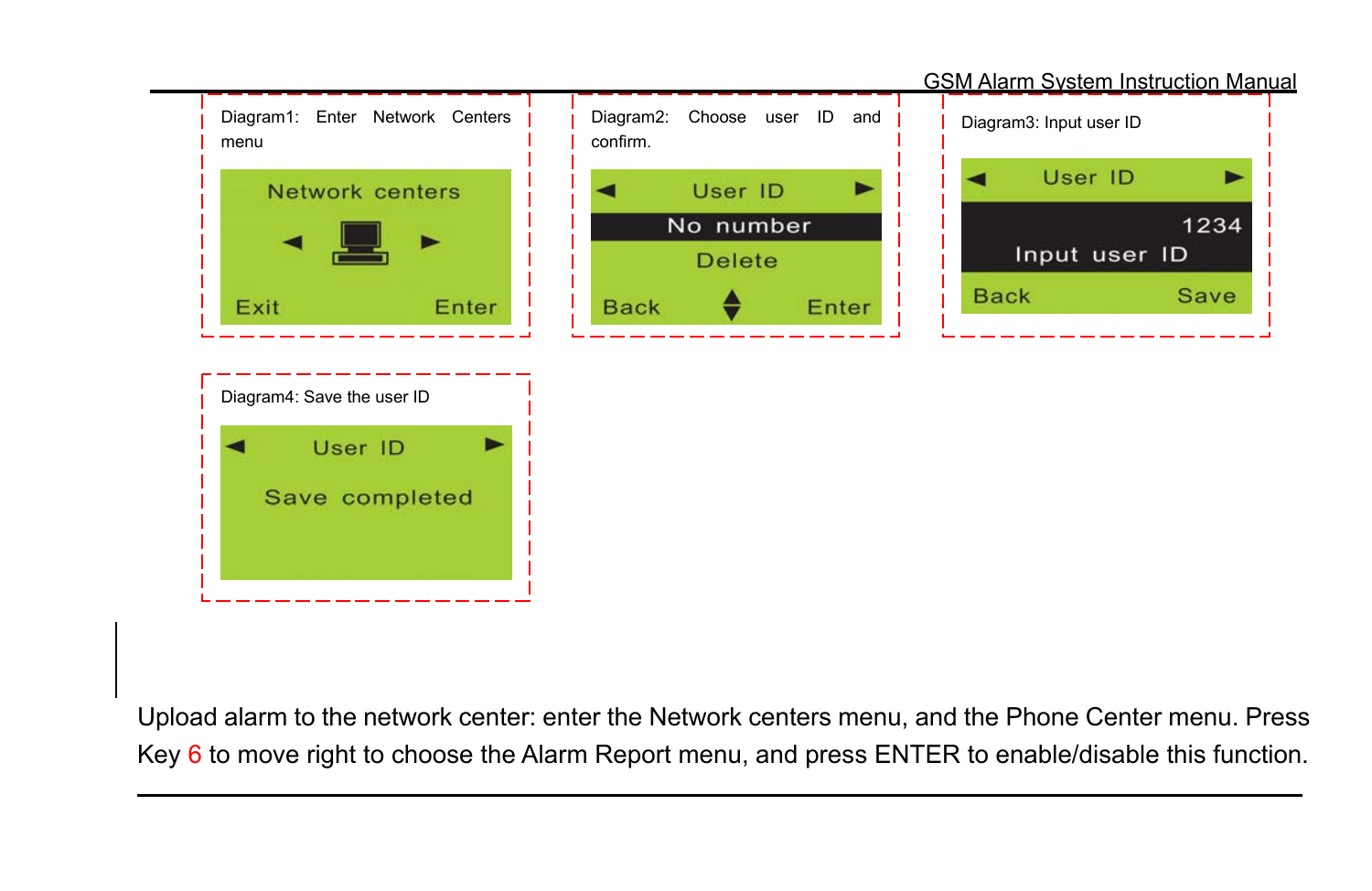Diagram1: Enter Network Centers menu

Network centers

◄ ►

Exit Enter

Diagram2: Choose user ID and confirm.

◄ User ID ►

No number

Delete

Back Enter

Diagram3: Input user ID

◄ User ID ►

1234

Input user ID

Back Save

Diagram4: Save the user ID

◄ User ID ►

Save completed

Upload alarm to the network center: enter the Network centers menu, and the Phone Center menu. Press Key 6 to move right to choose the Alarm Report menu, and press ENTER to enable/disable this function.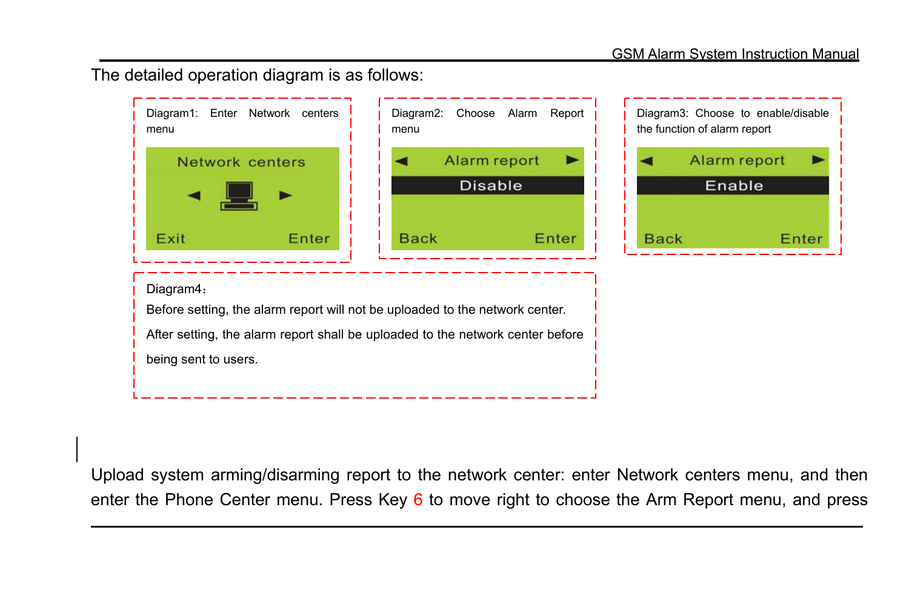The detailed operation diagram is as follows:

Diagram1: Enter Network centers menu

Network centers

◄ ►

Exit Enter

Diagram2: Choose Alarm Report menu

◄ Alarm report ►

Disable

Back Enter

Diagram3: Choose to enable/disable the function of alarm report

◄ Alarm report ►

Enable

Back Enter

Diagram4：

Before setting, the alarm report will not be uploaded to the network center.

After setting, the alarm report shall be uploaded to the network center before being sent to users.

Upload system arming/disarming report to the network center: enter Network centers menu, and then enter the Phone Center menu. Press Key 6 to move right to choose the Arm Report menu, and press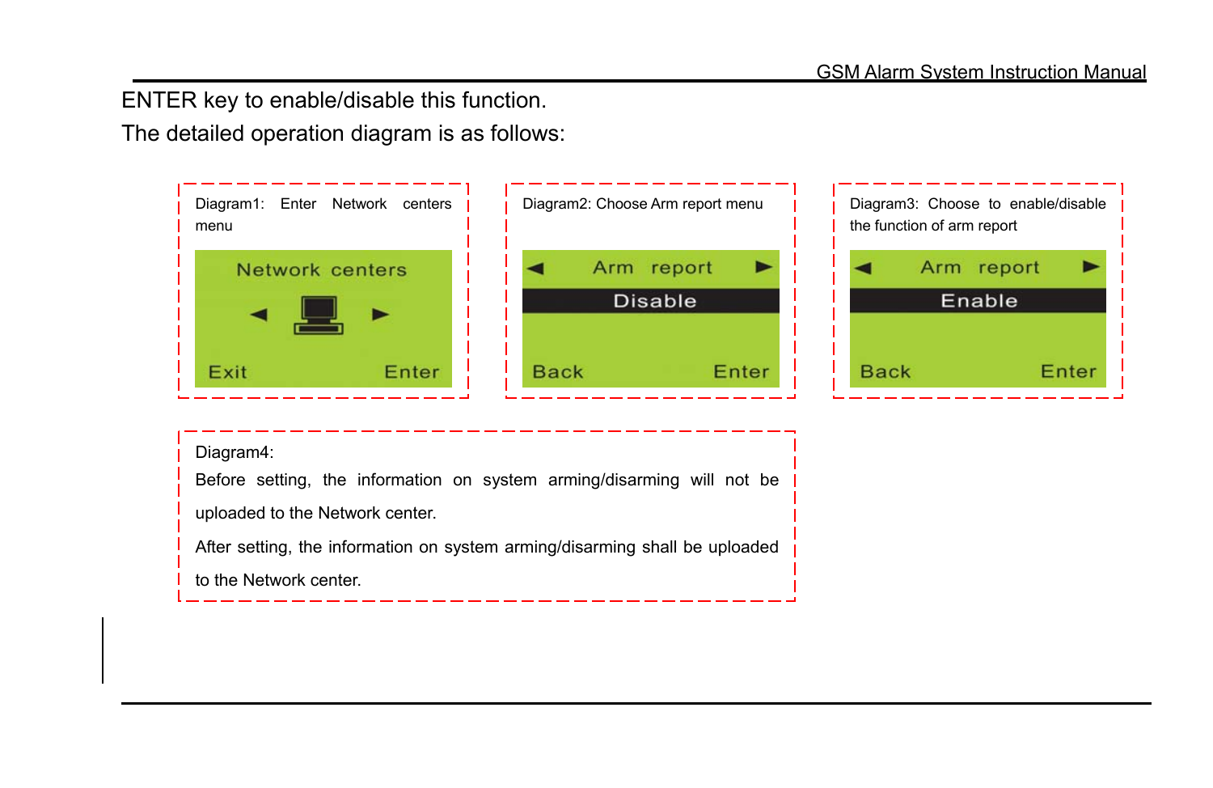ENTER key to enable/disable this function.

The detailed operation diagram is as follows:

Diagram1: Enter Network centers menu

Network centers

◄ ►

Exit Enter

Diagram2: Choose Arm report menu

◄ Arm report ►

Disable

Back Enter

Diagram3: Choose to enable/disable the function of arm report

◄ Arm report ►

Enable

Back Enter

Diagram4:

Before setting, the information on system arming/disarming will not be uploaded to the Network center.

After setting, the information on system arming/disarming shall be uploaded to the Network center.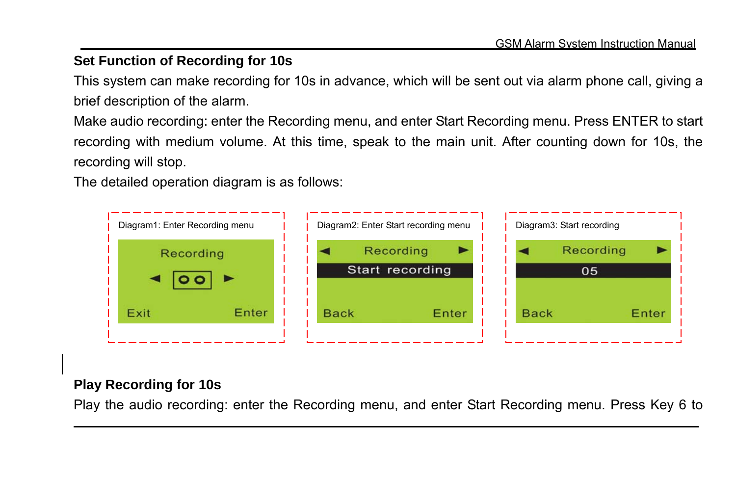## Set Function of Recording for 10s

This system can make recording for 10s in advance, which will be sent out via alarm phone call, giving a brief description of the alarm.

Make audio recording: enter the Recording menu, and enter Start Recording menu. Press ENTER to start recording with medium volume. At this time, speak to the main unit. After counting down for 10s, the recording will stop.

The detailed operation diagram is as follows:

Diagram1: Enter Recording menu

Recording
◄ [OO] ►
Exit Enter

Diagram2: Enter Start recording menu

◄ Recording ►
Start recording
Back Enter

Diagram3: Start recording

◄ Recording ►
05
Back Enter

## Play Recording for 10s

Play the audio recording: enter the Recording menu, and enter Start Recording menu. Press Key 6 to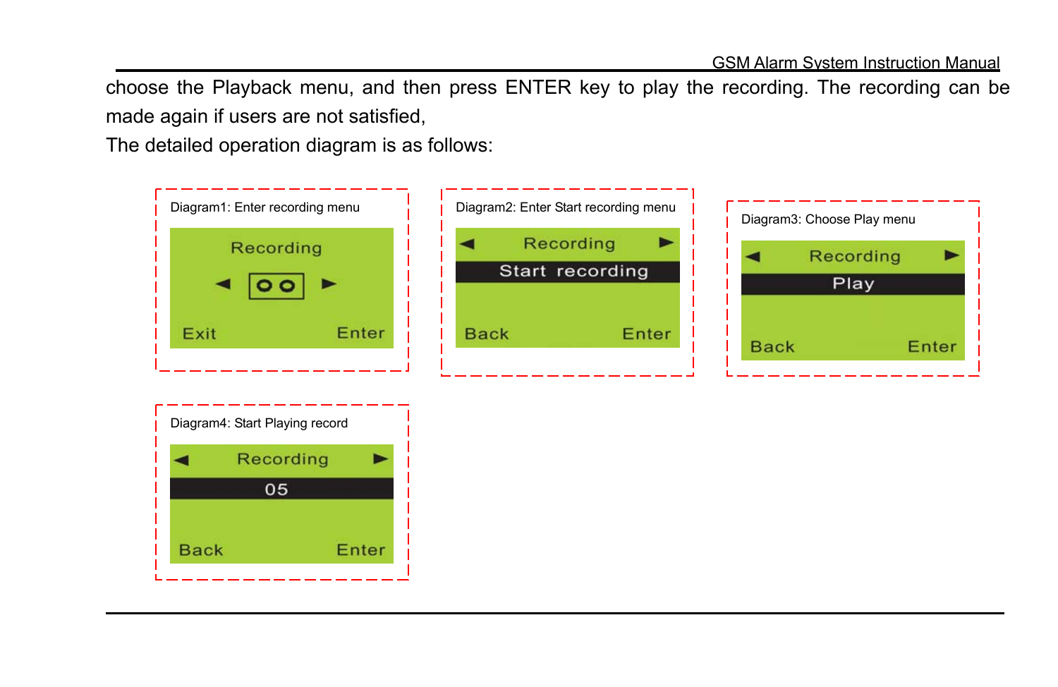choose the Playback menu, and then press ENTER key to play the recording. The recording can be made again if users are not satisfied,

The detailed operation diagram is as follows:

Diagram1: Enter recording menu

Recording

Exit　　Enter

Diagram2: Enter Start recording menu

Recording

Start recording

Back　　Enter

Diagram3: Choose Play menu

Recording

Play

Back　　Enter

Diagram4: Start Playing record

Recording

05

Back　　Enter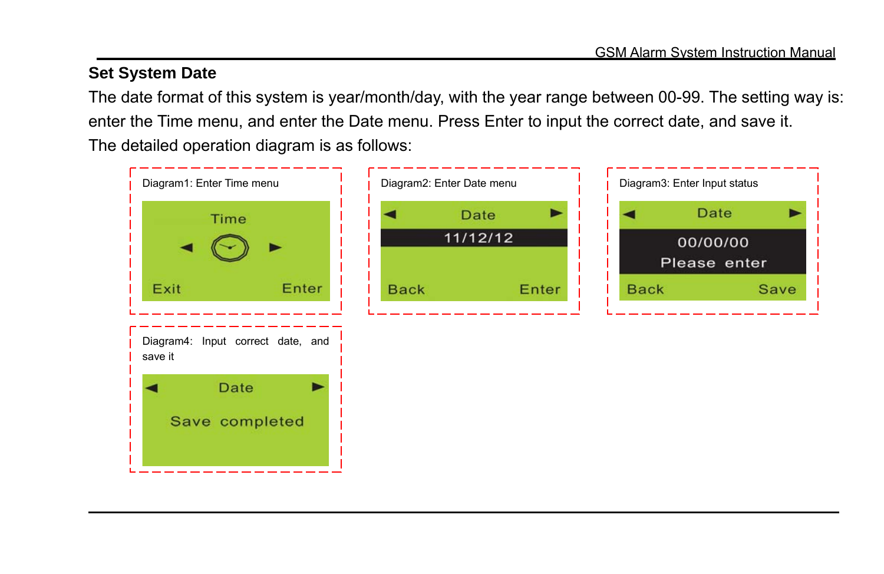## Set System Date

The date format of this system is year/month/day, with the year range between 00-99. The setting way is: enter the Time menu, and enter the Date menu. Press Enter to input the correct date, and save it.

The detailed operation diagram is as follows:

Diagram1: Enter Time menu

Time

Exit Enter

Diagram2: Enter Date menu

Date

11/12/12

Back Enter

Diagram3: Enter Input status

Date

00/00/00

Please enter

Back Save

Diagram4: Input correct date, and save it

Date

Save completed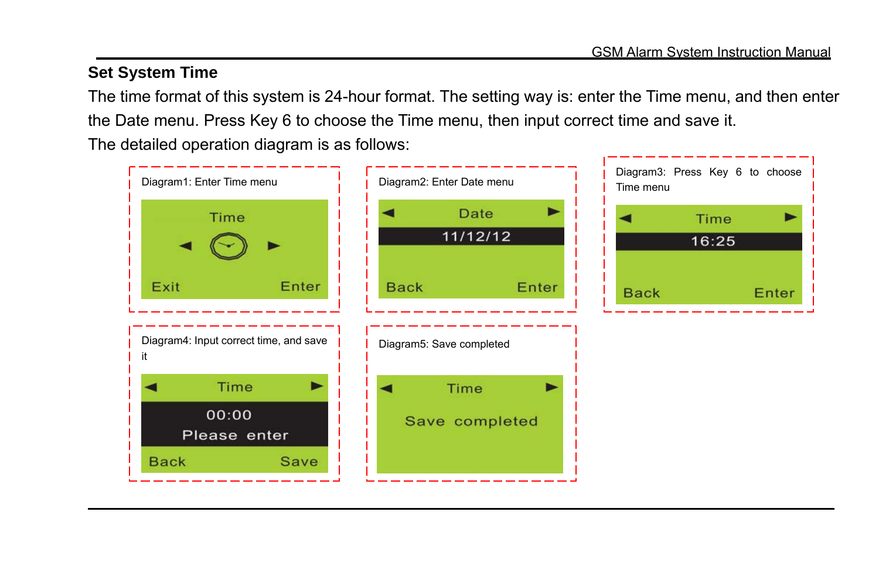## Set System Time

The time format of this system is 24-hour format. The setting way is: enter the Time menu, and then enter the Date menu. Press Key 6 to choose the Time menu, then input correct time and save it.

The detailed operation diagram is as follows:

Diagram1: Enter Time menu

Time

Exit Enter

Diagram2: Enter Date menu

Date

11/12/12

Back Enter

Diagram3: Press Key 6 to choose Time menu

Time

16:25

Back Enter

Diagram4: Input correct time, and save it

Time

00:00

Please enter

Back Save

Diagram5: Save completed

Time

Save completed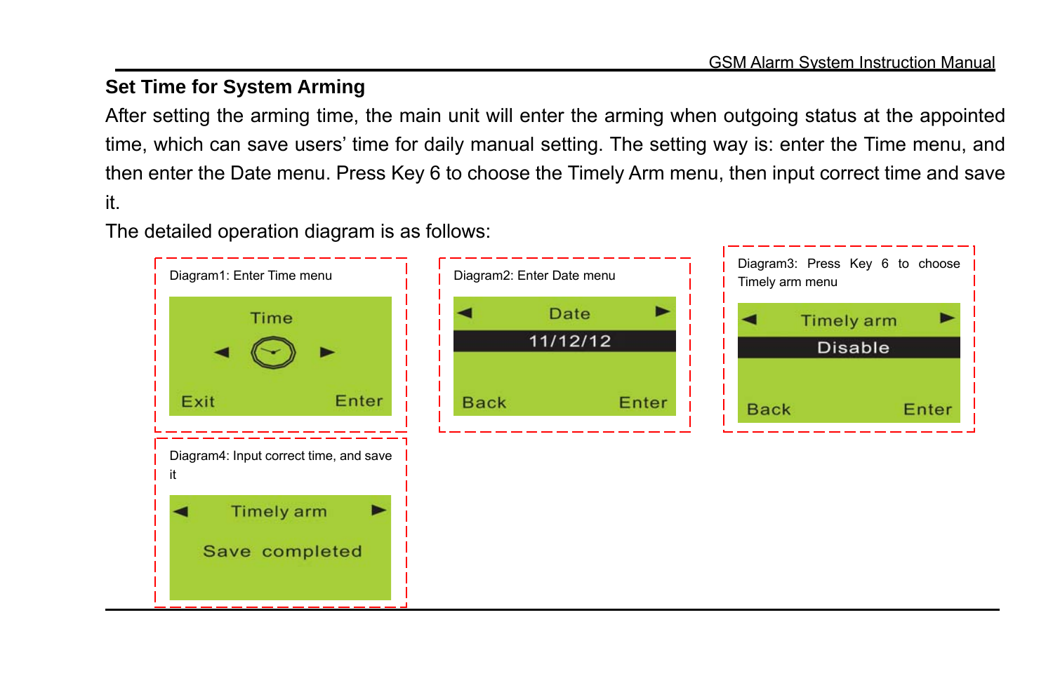## Set Time for System Arming

After setting the arming time, the main unit will enter the arming when outgoing status at the appointed time, which can save users' time for daily manual setting. The setting way is: enter the Time menu, and then enter the Date menu. Press Key 6 to choose the Timely Arm menu, then input correct time and save it.

The detailed operation diagram is as follows:

Diagram1: Enter Time menu

Time
Exit Enter

Diagram2: Enter Date menu

Date
11/12/12
Back Enter

Diagram3: Press Key 6 to choose Timely arm menu

Timely arm
Disable
Back Enter

Diagram4: Input correct time, and save it

Timely arm
Save completed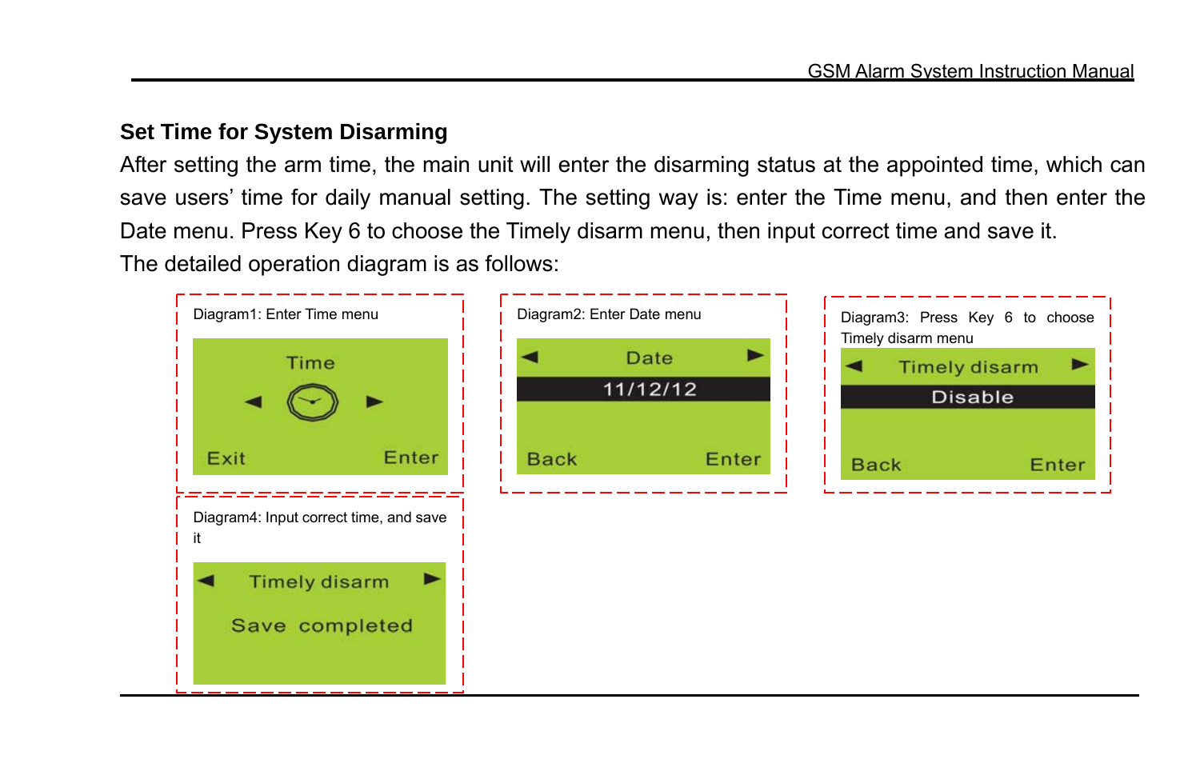## Set Time for System Disarming

After setting the arm time, the main unit will enter the disarming status at the appointed time, which can save users' time for daily manual setting. The setting way is: enter the Time menu, and then enter the Date menu. Press Key 6 to choose the Timely disarm menu, then input correct time and save it.

The detailed operation diagram is as follows:

Diagram1: Enter Time menu

Time

Exit Enter

Diagram2: Enter Date menu

Date

11/12/12

Back Enter

Diagram3: Press Key 6 to choose Timely disarm menu

Timely disarm

Disable

Back Enter

Diagram4: Input correct time, and save it

Timely disarm

Save completed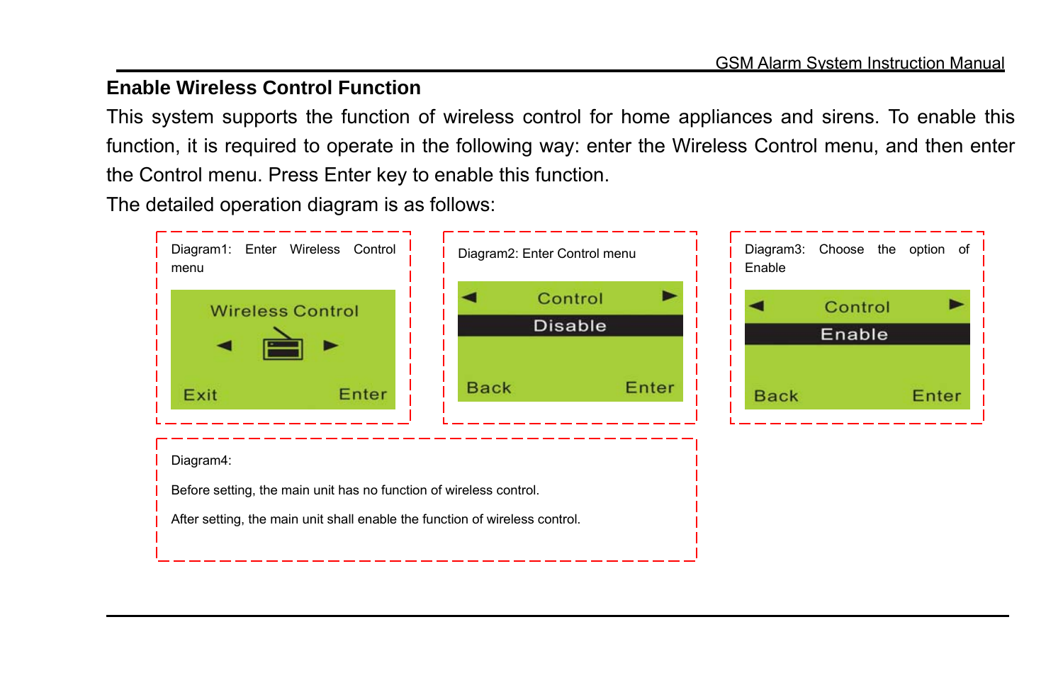## Enable Wireless Control Function

This system supports the function of wireless control for home appliances and sirens. To enable this function, it is required to operate in the following way: enter the Wireless Control menu, and then enter the Control menu. Press Enter key to enable this function.

The detailed operation diagram is as follows:

Diagram1: Enter Wireless Control menu

Wireless Control

Exit Enter

Diagram2: Enter Control menu

Control

Disable

Back Enter

Diagram3: Choose the option of Enable

Control

Enable

Back Enter

Diagram4:

Before setting, the main unit has no function of wireless control.

After setting, the main unit shall enable the function of wireless control.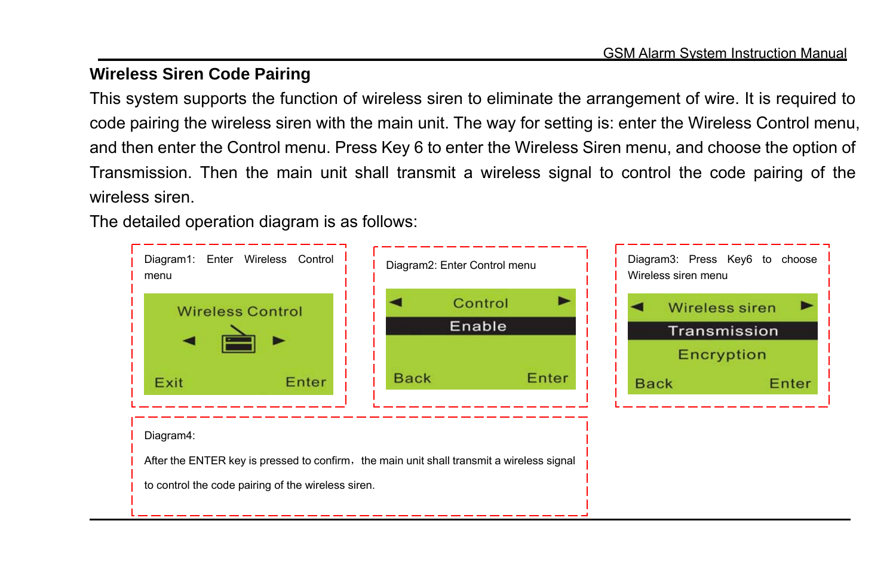## Wireless Siren Code Pairing

This system supports the function of wireless siren to eliminate the arrangement of wire. It is required to code pairing the wireless siren with the main unit. The way for setting is: enter the Wireless Control menu, and then enter the Control menu. Press Key 6 to enter the Wireless Siren menu, and choose the option of Transmission. Then the main unit shall transmit a wireless signal to control the code pairing of the wireless siren.

The detailed operation diagram is as follows:

Diagram1: Enter Wireless Control menu

Wireless Control
◄ ►
Exit Enter

Diagram2: Enter Control menu

◄ Control ►
Enable
Back Enter

Diagram3: Press Key6 to choose Wireless siren menu

◄ Wireless siren ►
Transmission
Encryption
Back Enter

Diagram4:

After the ENTER key is pressed to confirm，the main unit shall transmit a wireless signal to control the code pairing of the wireless siren.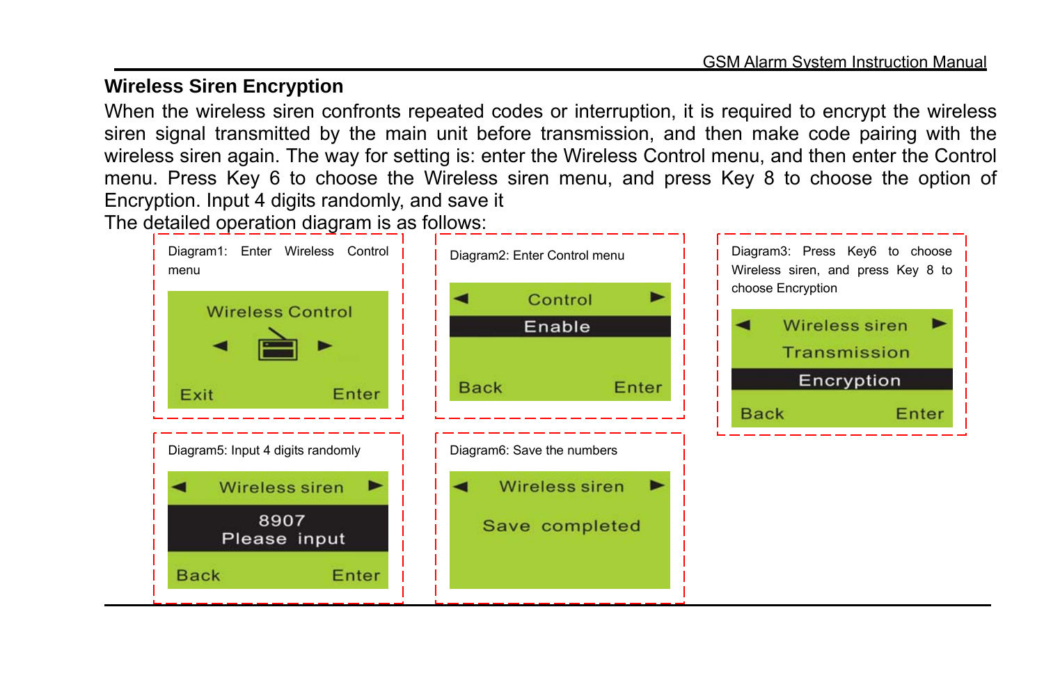## Wireless Siren Encryption

When the wireless siren confronts repeated codes or interruption, it is required to encrypt the wireless siren signal transmitted by the main unit before transmission, and then make code pairing with the wireless siren again. The way for setting is: enter the Wireless Control menu, and then enter the Control menu. Press Key 6 to choose the Wireless siren menu, and press Key 8 to choose the option of Encryption. Input 4 digits randomly, and save it

The detailed operation diagram is as follows:

Diagram1: Enter Wireless Control menu

Wireless Control
◄ ►
Exit Enter

Diagram2: Enter Control menu

◄ Control ►
Enable
Back Enter

Diagram3: Press Key6 to choose Wireless siren, and press Key 8 to choose Encryption

◄ Wireless siren ►
Transmission
Encryption
Back Enter

Diagram5: Input 4 digits randomly

◄ Wireless siren ►
8907
Please input
Back Enter

Diagram6: Save the numbers

◄ Wireless siren ►
Save completed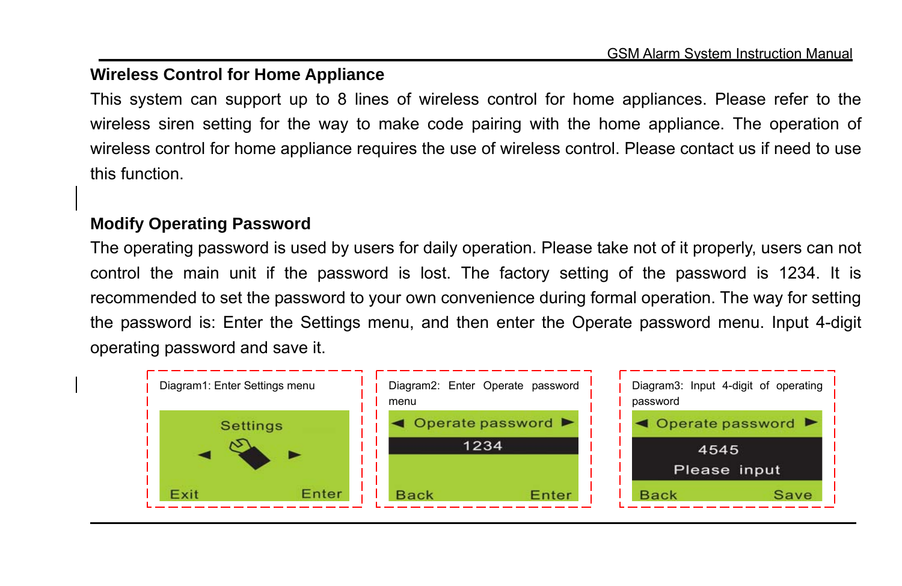## Wireless Control for Home Appliance

This system can support up to 8 lines of wireless control for home appliances. Please refer to the wireless siren setting for the way to make code pairing with the home appliance. The operation of wireless control for home appliance requires the use of wireless control. Please contact us if need to use this function.

## Modify Operating Password

The operating password is used by users for daily operation. Please take not of it properly, users can not control the main unit if the password is lost. The factory setting of the password is 1234. It is recommended to set the password to your own convenience during formal operation. The way for setting the password is: Enter the Settings menu, and then enter the Operate password menu. Input 4-digit operating password and save it.

Diagram1: Enter Settings menu

Settings

Exit Enter

Diagram2: Enter Operate password menu

Operate password

1234

Back Enter

Diagram3: Input 4-digit of operating password

Operate password

4545

Please input

Back Save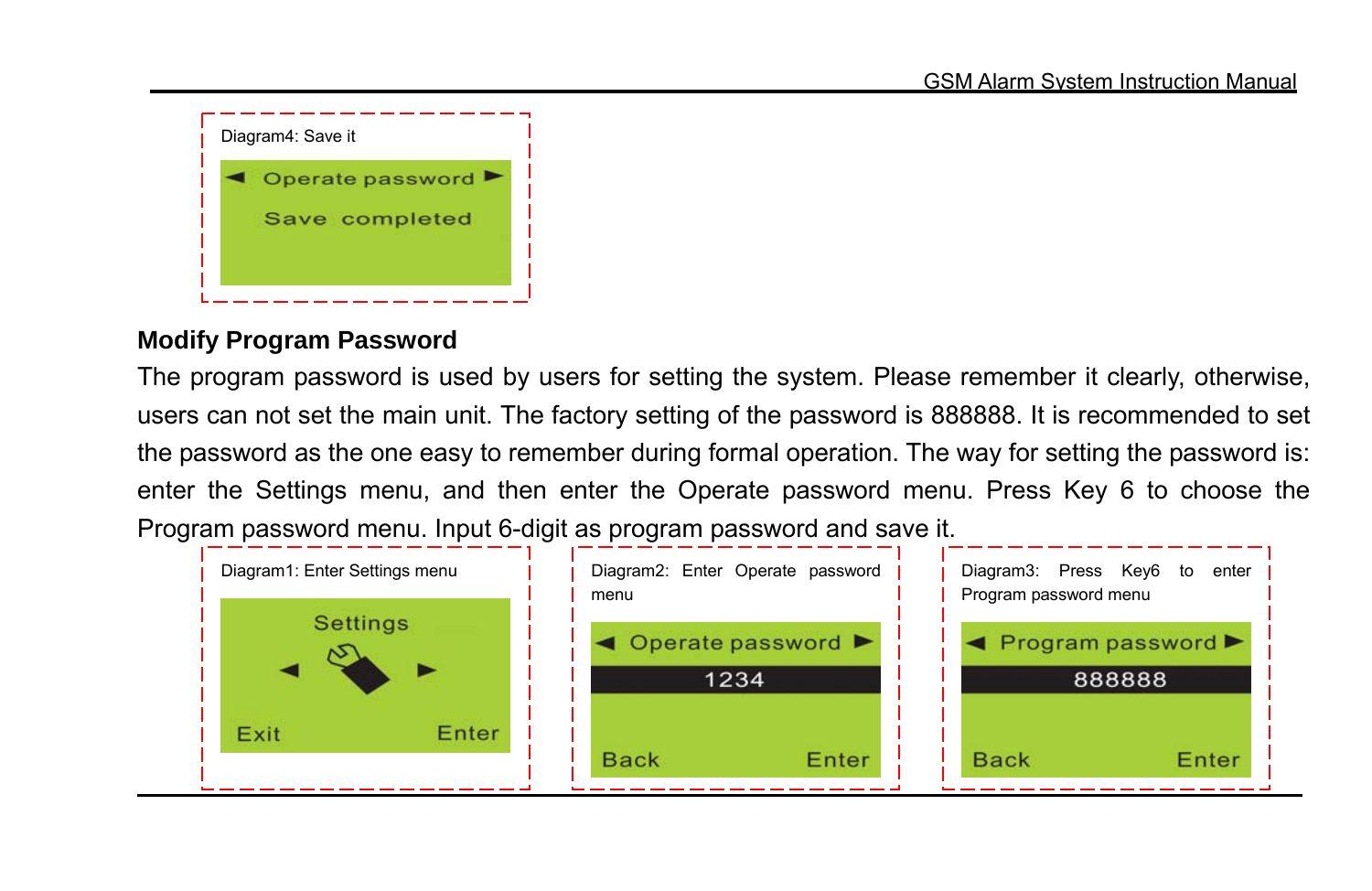Diagram4: Save it

Operate password

Save completed

## Modify Program Password

The program password is used by users for setting the system. Please remember it clearly, otherwise, users can not set the main unit. The factory setting of the password is 888888. It is recommended to set the password as the one easy to remember during formal operation. The way for setting the password is: enter the Settings menu, and then enter the Operate password menu. Press Key 6 to choose the Program password menu. Input 6-digit as program password and save it.

Diagram1: Enter Settings menu

Settings

Exit Enter

Diagram2: Enter Operate password menu

Operate password

1234

Back Enter

Diagram3: Press Key6 to enter Program password menu

Program password

888888

Back Enter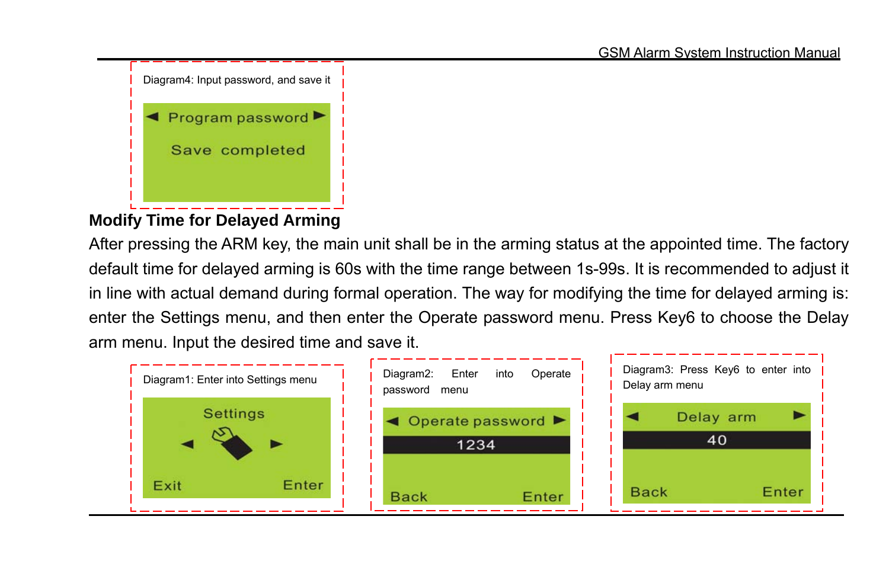Diagram4: Input password, and save it

◄ Program password ►

Save completed

## Modify Time for Delayed Arming

After pressing the ARM key, the main unit shall be in the arming status at the appointed time. The factory default time for delayed arming is 60s with the time range between 1s-99s. It is recommended to adjust it in line with actual demand during formal operation. The way for modifying the time for delayed arming is: enter the Settings menu, and then enter the Operate password menu. Press Key6 to choose the Delay arm menu. Input the desired time and save it.

Diagram1: Enter into Settings menu

Settings

◄ ►

Exit Enter

Diagram2: Enter into Operate password menu

◄ Operate password ►

1234

Back Enter

Diagram3: Press Key6 to enter into Delay arm menu

◄ Delay arm ►

40

Back Enter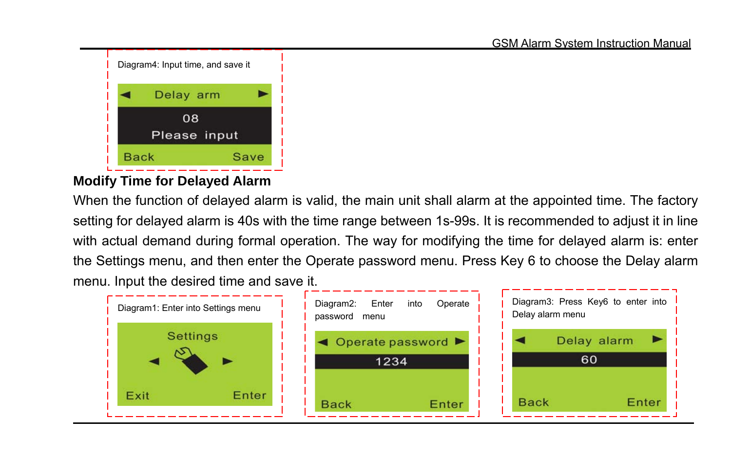Diagram4: Input time, and save it

◄ Delay arm ►

08

Please input

Back Save

## Modify Time for Delayed Alarm

When the function of delayed alarm is valid, the main unit shall alarm at the appointed time. The factory setting for delayed alarm is 40s with the time range between 1s-99s. It is recommended to adjust it in line with actual demand during formal operation. The way for modifying the time for delayed alarm is: enter the Settings menu, and then enter the Operate password menu. Press Key 6 to choose the Delay alarm menu. Input the desired time and save it.

Diagram1: Enter into Settings menu

Settings

◄ ►

Exit Enter

Diagram2: Enter into Operate password menu

◄ Operate password ►

1234

Back Enter

Diagram3: Press Key6 to enter into Delay alarm menu

◄ Delay alarm ►

60

Back Enter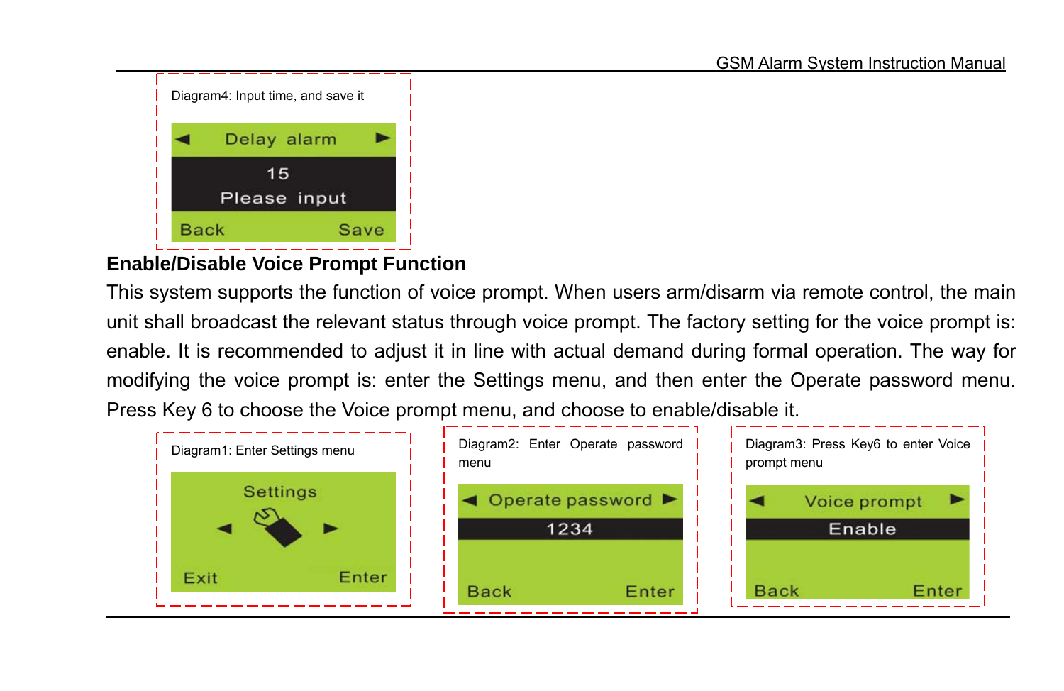Diagram4: Input time, and save it

◄ Delay alarm ►
15
Please input
Back Save

### Enable/Disable Voice Prompt Function

This system supports the function of voice prompt. When users arm/disarm via remote control, the main unit shall broadcast the relevant status through voice prompt. The factory setting for the voice prompt is: enable. It is recommended to adjust it in line with actual demand during formal operation. The way for modifying the voice prompt is: enter the Settings menu, and then enter the Operate password menu. Press Key 6 to choose the Voice prompt menu, and choose to enable/disable it.

Diagram1: Enter Settings menu

Settings
◄ ►
Exit Enter

Diagram2: Enter Operate password menu

◄ Operate password ►
1234
Back Enter

Diagram3: Press Key6 to enter Voice prompt menu

◄ Voice prompt ►
Enable
Back Enter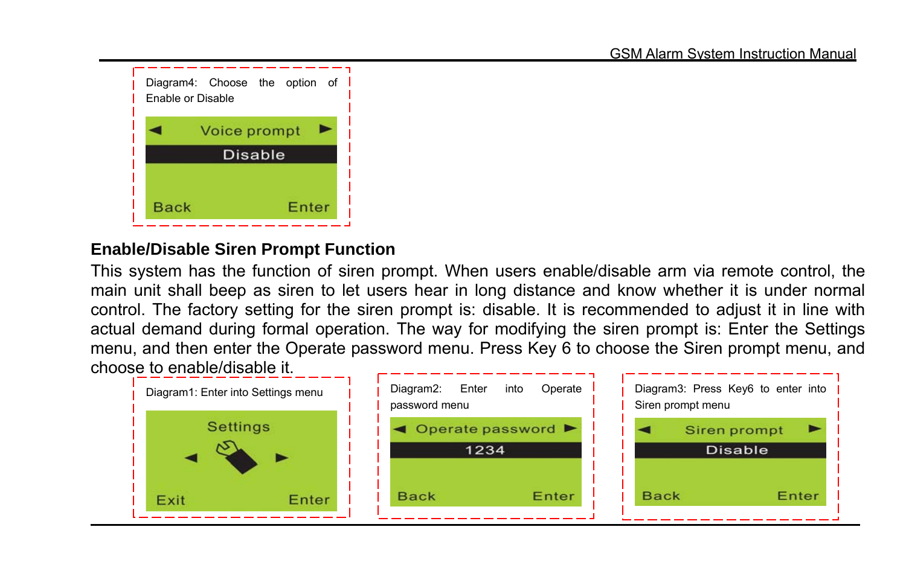Diagram4: Choose the option of Enable or Disable

◄ Voice prompt ►

Disable

Back Enter

**Enable/Disable Siren Prompt Function**

This system has the function of siren prompt. When users enable/disable arm via remote control, the main unit shall beep as siren to let users hear in long distance and know whether it is under normal control. The factory setting for the siren prompt is: disable. It is recommended to adjust it in line with actual demand during formal operation. The way for modifying the siren prompt is: Enter the Settings menu, and then enter the Operate password menu. Press Key 6 to choose the Siren prompt menu, and choose to enable/disable it.

Diagram1: Enter into Settings menu

Settings

◄ ►

Exit Enter

Diagram2: Enter into Operate password menu

◄ Operate password ►

1234

Back Enter

Diagram3: Press Key6 to enter into Siren prompt menu

◄ Siren prompt ►

Disable

Back Enter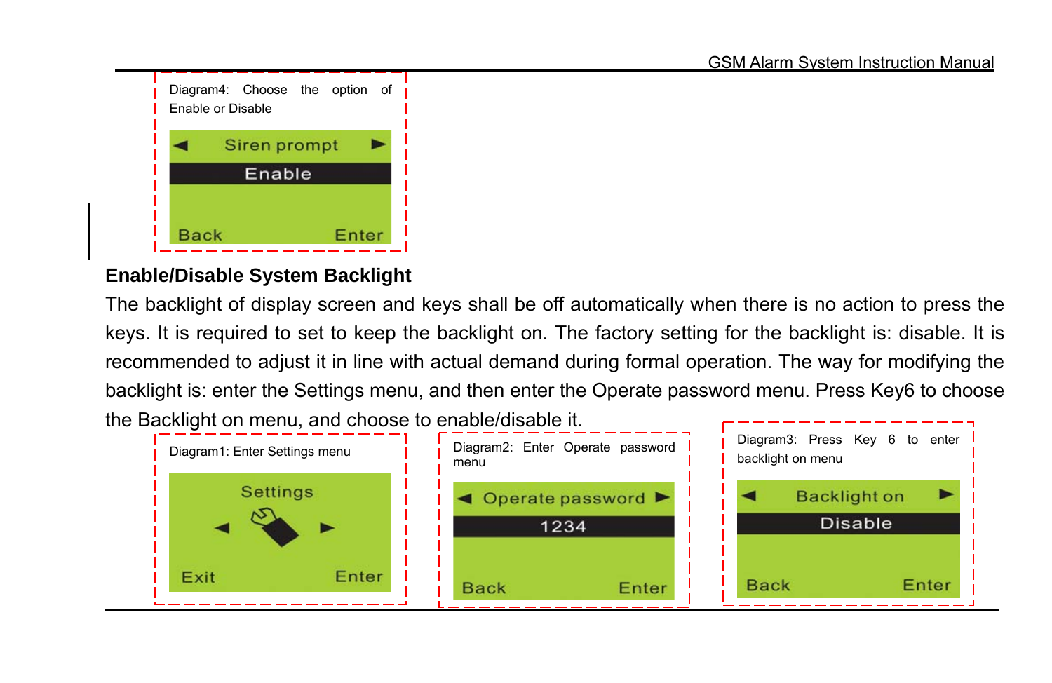Diagram4: Choose the option of Enable or Disable

Siren prompt
Enable
Back Enter

## Enable/Disable System Backlight

The backlight of display screen and keys shall be off automatically when there is no action to press the keys. It is required to set to keep the backlight on. The factory setting for the backlight is: disable. It is recommended to adjust it in line with actual demand during formal operation. The way for modifying the backlight is: enter the Settings menu, and then enter the Operate password menu. Press Key6 to choose the Backlight on menu, and choose to enable/disable it.

Diagram1: Enter Settings menu

Settings
Exit Enter

Diagram2: Enter Operate password menu

Operate password
1234
Back Enter

Diagram3: Press Key 6 to enter backlight on menu

Backlight on
Disable
Back Enter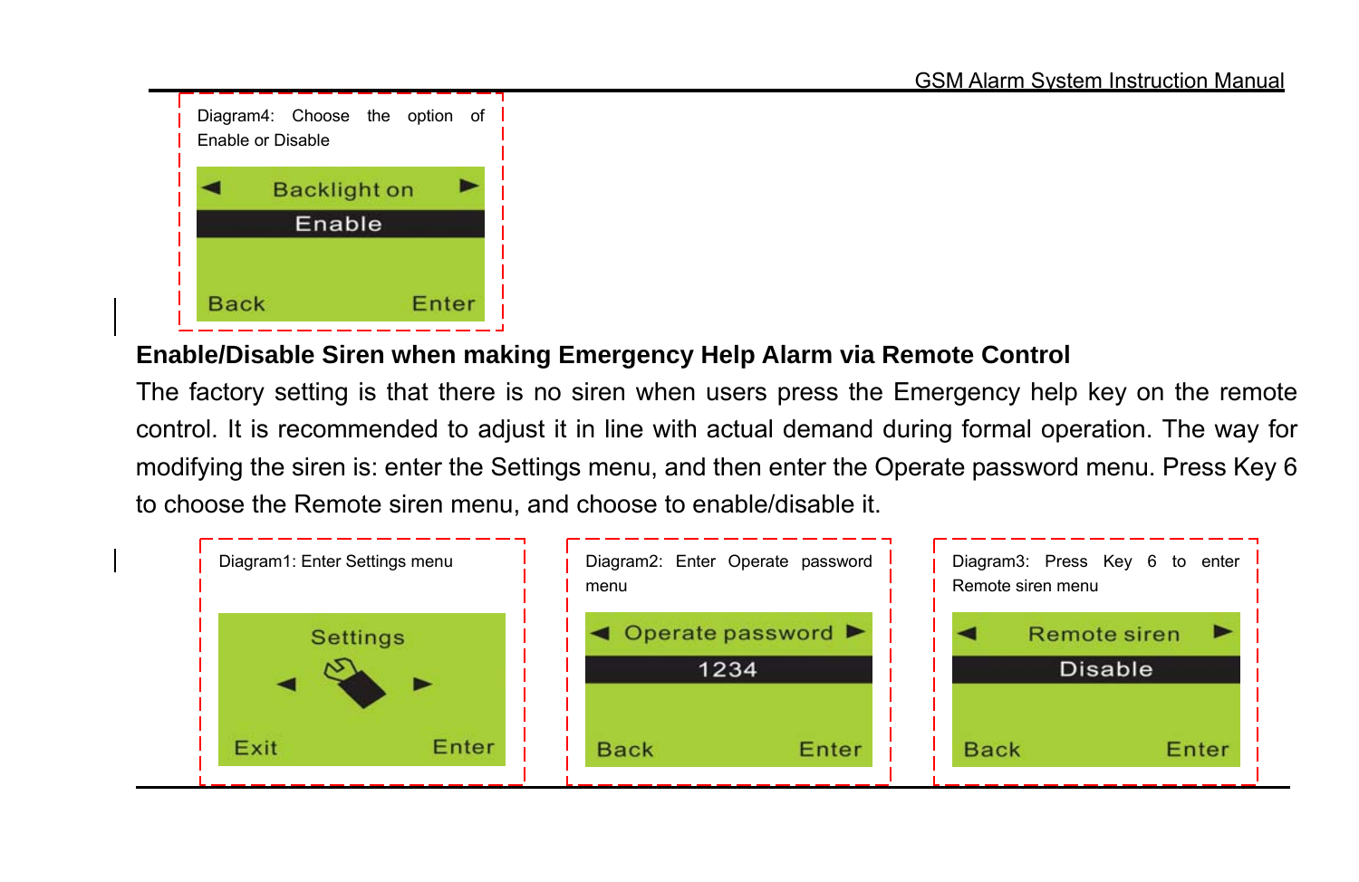Diagram4: Choose the option of Enable or Disable

Backlight on
Enable
Back Enter

**Enable/Disable Siren when making Emergency Help Alarm via Remote Control**

The factory setting is that there is no siren when users press the Emergency help key on the remote control. It is recommended to adjust it in line with actual demand during formal operation. The way for modifying the siren is: enter the Settings menu, and then enter the Operate password menu. Press Key 6 to choose the Remote siren menu, and choose to enable/disable it.

Diagram1: Enter Settings menu

Settings
Exit Enter

Diagram2: Enter Operate password menu

Operate password
1234
Back Enter

Diagram3: Press Key 6 to enter Remote siren menu

Remote siren
Disable
Back Enter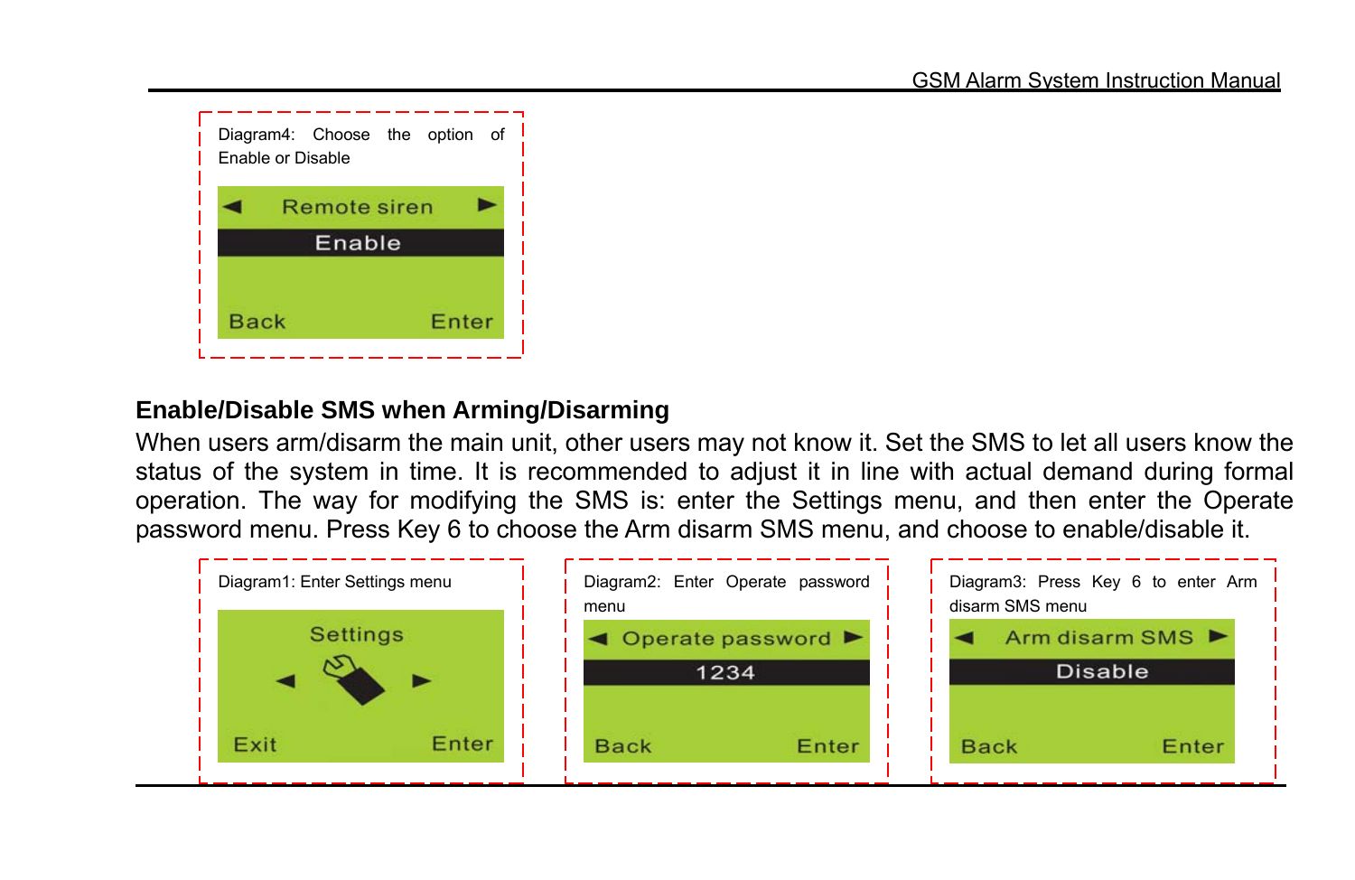Diagram4: Choose the option of Enable or Disable

◄ Remote siren ►

Enable

Back Enter

## Enable/Disable SMS when Arming/Disarming

When users arm/disarm the main unit, other users may not know it. Set the SMS to let all users know the status of the system in time. It is recommended to adjust it in line with actual demand during formal operation. The way for modifying the SMS is: enter the Settings menu, and then enter the Operate password menu. Press Key 6 to choose the Arm disarm SMS menu, and choose to enable/disable it.

Diagram1: Enter Settings menu

Settings

Exit Enter

Diagram2: Enter Operate password menu

◄ Operate password ►

1234

Back Enter

Diagram3: Press Key 6 to enter Arm disarm SMS menu

◄ Arm disarm SMS ►

Disable

Back Enter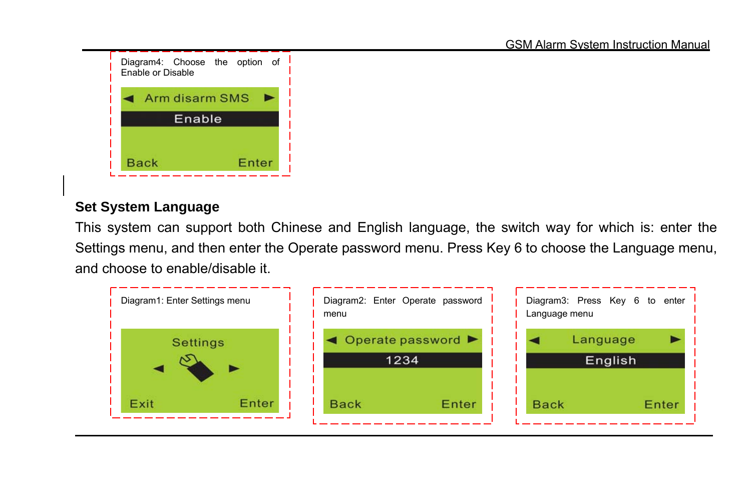Diagram4: Choose the option of Enable or Disable

Arm disarm SMS
Enable
Back Enter

## Set System Language

This system can support both Chinese and English language, the switch way for which is: enter the Settings menu, and then enter the Operate password menu. Press Key 6 to choose the Language menu, and choose to enable/disable it.

Diagram1: Enter Settings menu

Settings
Exit Enter

Diagram2: Enter Operate password menu

Operate password
1234
Back Enter

Diagram3: Press Key 6 to enter Language menu

Language
English
Back Enter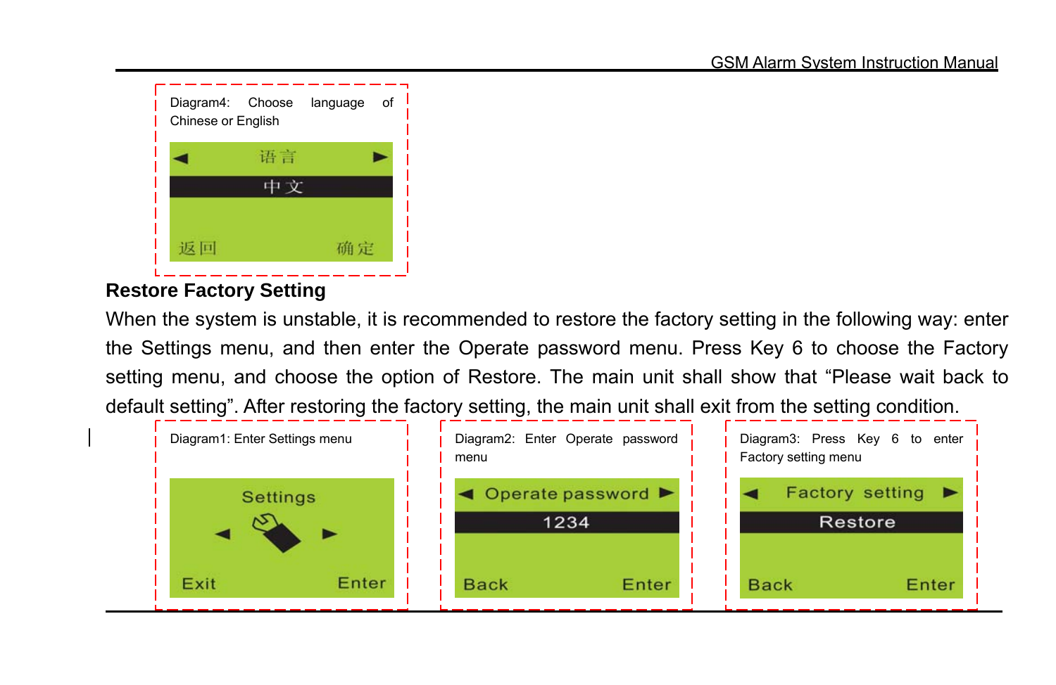Diagram4: Choose language of Chinese or English

◄ 语言 ►

中文

返回 确定

## Restore Factory Setting

When the system is unstable, it is recommended to restore the factory setting in the following way: enter the Settings menu, and then enter the Operate password menu. Press Key 6 to choose the Factory setting menu, and choose the option of Restore. The main unit shall show that “Please wait back to default setting”. After restoring the factory setting, the main unit shall exit from the setting condition.

Diagram1: Enter Settings menu

Settings

◄ ►

Exit Enter

Diagram2: Enter Operate password menu

◄ Operate password ►

1234

Back Enter

Diagram3: Press Key 6 to enter Factory setting menu

◄ Factory setting ►

Restore

Back Enter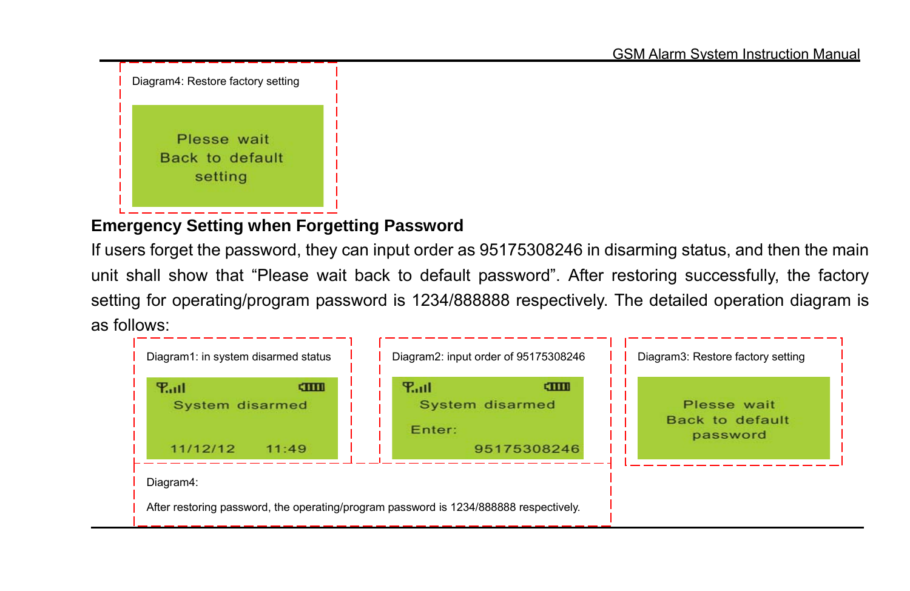Diagram4: Restore factory setting

Plesse wait
Back to default
setting

## Emergency Setting when Forgetting Password

If users forget the password, they can input order as 95175308246 in disarming status, and then the main unit shall show that “Please wait back to default password”. After restoring successfully, the factory setting for operating/program password is 1234/888888 respectively. The detailed operation diagram is as follows:

Diagram1: in system disarmed status

System disarmed

11/12/12 11:49

Diagram2: input order of 95175308246

System disarmed

Enter:

95175308246

Diagram3: Restore factory setting

Plesse wait
Back to default
password

Diagram4:

After restoring password, the operating/program password is 1234/888888 respectively.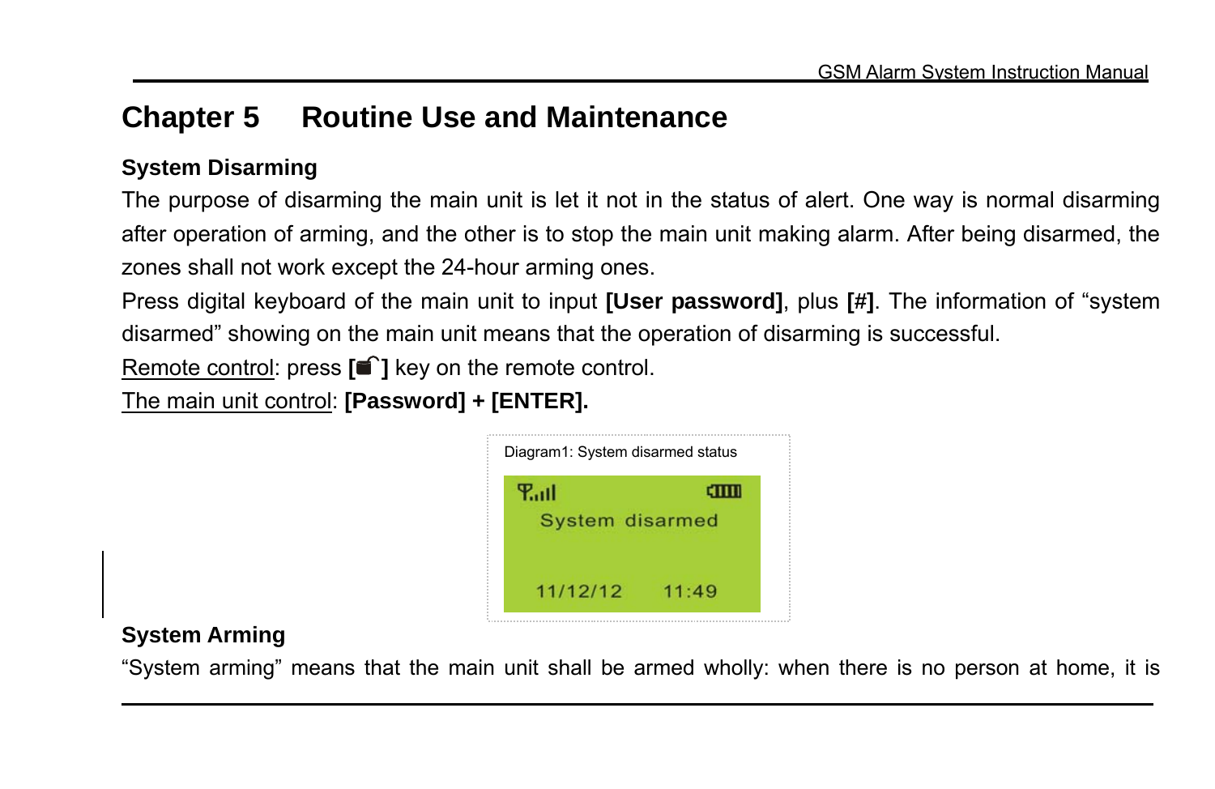# Chapter 5 Routine Use and Maintenance

### System Disarming

The purpose of disarming the main unit is let it not in the status of alert. One way is normal disarming after operation of arming, and the other is to stop the main unit making alarm. After being disarmed, the zones shall not work except the 24-hour arming ones.

Press digital keyboard of the main unit to input **[User password]**, plus **[#]**. The information of "system disarmed" showing on the main unit means that the operation of disarming is successful.

Remote control: press **[🔓]** key on the remote control.

The main unit control: **[Password] + [ENTER].**

Diagram1: System disarmed status

```
System disarmed

11/12/12    11:49
```

### System Arming

"System arming" means that the main unit shall be armed wholly: when there is no person at home, it is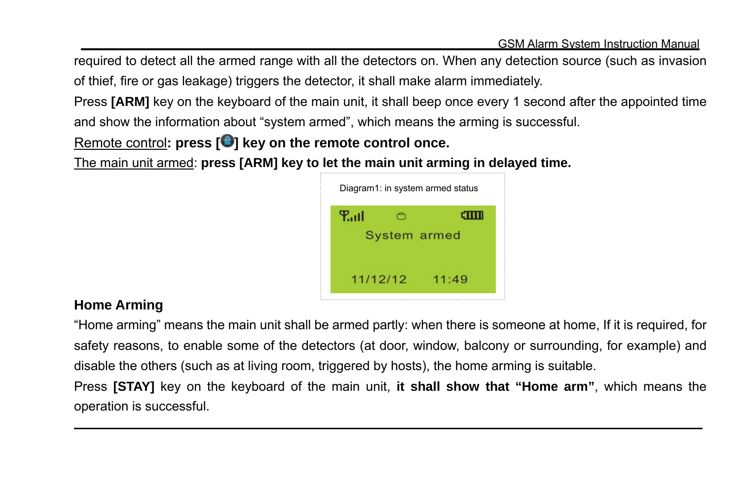required to detect all the armed range with all the detectors on. When any detection source (such as invasion of thief, fire or gas leakage) triggers the detector, it shall make alarm immediately.

Press **[ARM]** key on the keyboard of the main unit, it shall beep once every 1 second after the appointed time and show the information about “system armed”, which means the arming is successful.

<u>Remote control</u>**: press [ ] key on the remote control once.**

<u>The main unit armed</u>: **press [ARM] key to let the main unit arming in delayed time.**

Diagram1: in system armed status

System armed

11/12/12 11:49

## Home Arming

“Home arming” means the main unit shall be armed partly: when there is someone at home, If it is required, for safety reasons, to enable some of the detectors (at door, window, balcony or surrounding, for example) and disable the others (such as at living room, triggered by hosts), the home arming is suitable.

Press **[STAY]** key on the keyboard of the main unit, **it shall show that “Home arm”**, which means the operation is successful.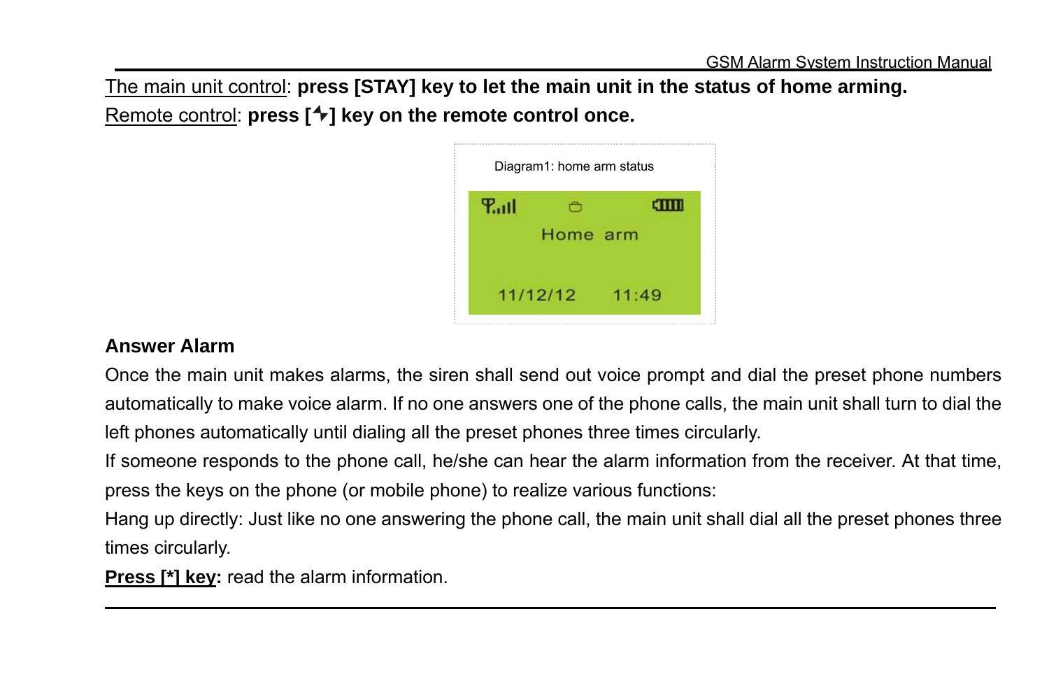The main unit control: **press [STAY] key to let the main unit in the status of home arming.**

Remote control: **press [↯] key on the remote control once.**

Diagram1: home arm status

Home arm

11/12/12 11:49

## Answer Alarm

Once the main unit makes alarms, the siren shall send out voice prompt and dial the preset phone numbers automatically to make voice alarm. If no one answers one of the phone calls, the main unit shall turn to dial the left phones automatically until dialing all the preset phones three times circularly.

If someone responds to the phone call, he/she can hear the alarm information from the receiver. At that time, press the keys on the phone (or mobile phone) to realize various functions:

Hang up directly: Just like no one answering the phone call, the main unit shall dial all the preset phones three times circularly.

**Press [*] key:** read the alarm information.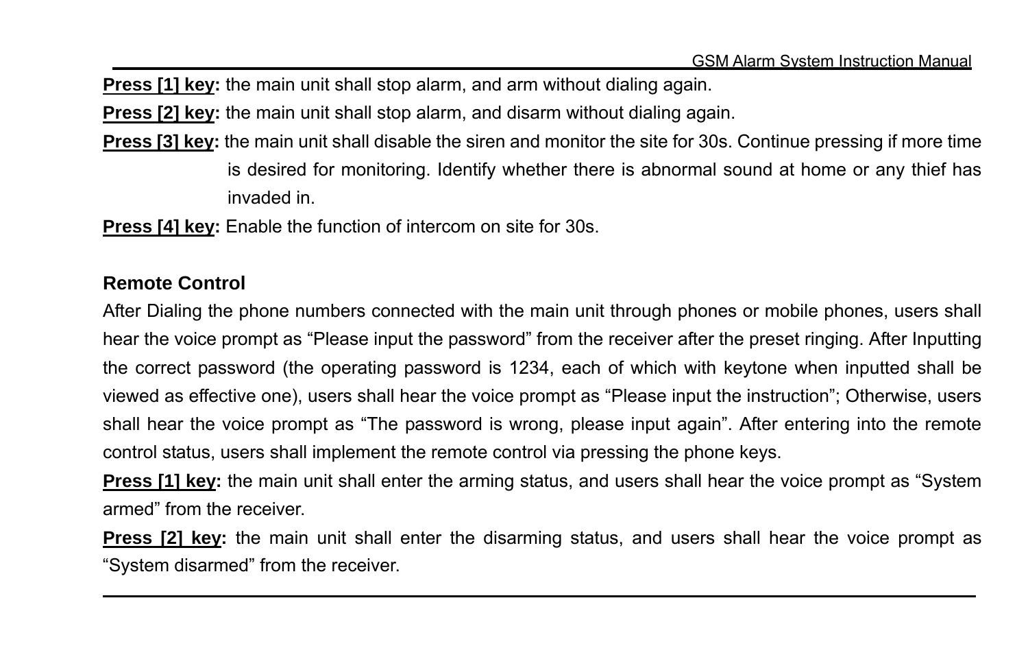**Press [1] key:** the main unit shall stop alarm, and arm without dialing again.

**Press [2] key:** the main unit shall stop alarm, and disarm without dialing again.

**Press [3] key:** the main unit shall disable the siren and monitor the site for 30s. Continue pressing if more time is desired for monitoring. Identify whether there is abnormal sound at home or any thief has invaded in.

**Press [4] key:** Enable the function of intercom on site for 30s.

### Remote Control

After Dialing the phone numbers connected with the main unit through phones or mobile phones, users shall hear the voice prompt as "Please input the password" from the receiver after the preset ringing. After Inputting the correct password (the operating password is 1234, each of which with keytone when inputted shall be viewed as effective one), users shall hear the voice prompt as "Please input the instruction"; Otherwise, users shall hear the voice prompt as "The password is wrong, please input again". After entering into the remote control status, users shall implement the remote control via pressing the phone keys.

**Press [1] key:** the main unit shall enter the arming status, and users shall hear the voice prompt as "System armed" from the receiver.

**Press [2] key:** the main unit shall enter the disarming status, and users shall hear the voice prompt as "System disarmed" from the receiver.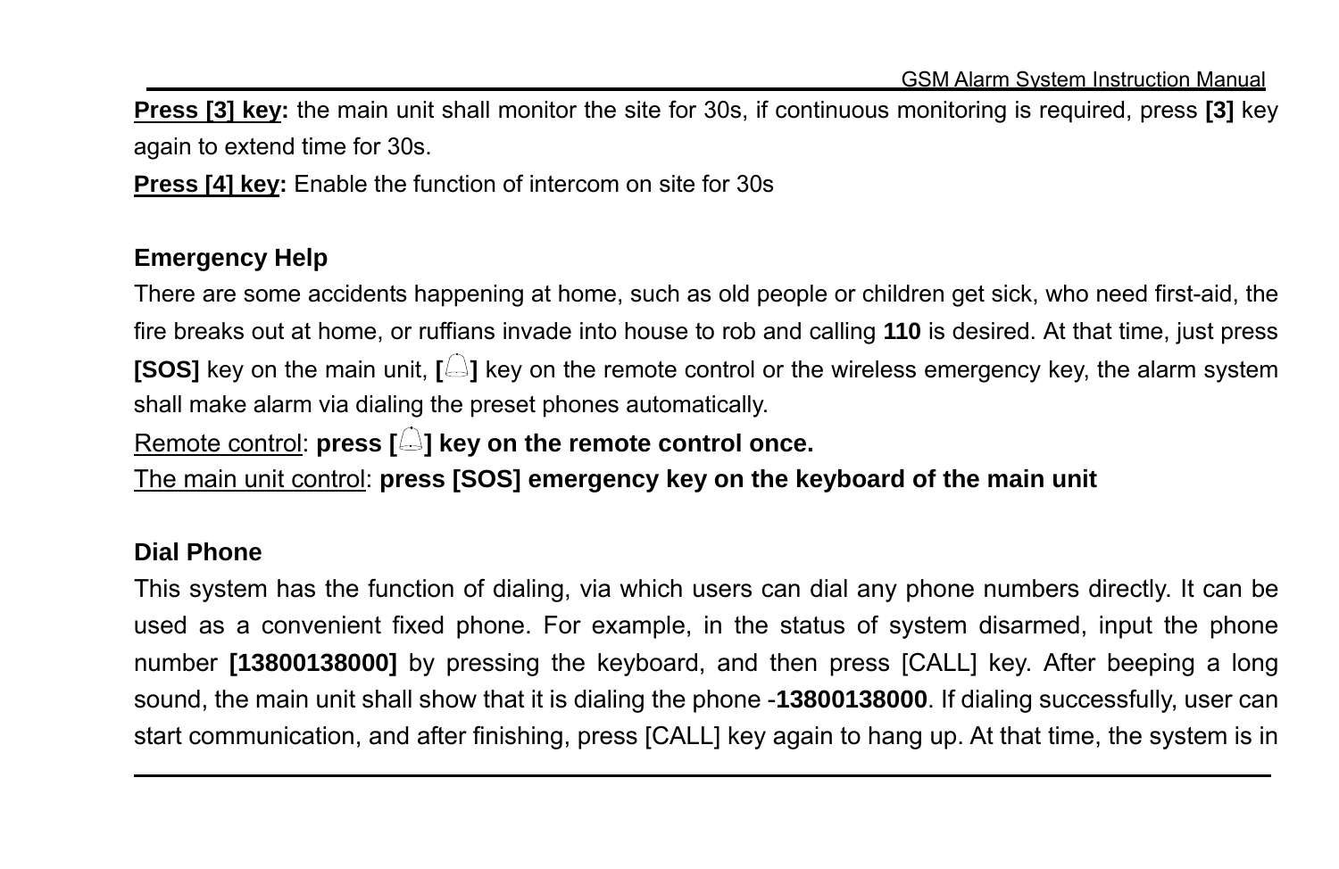**Press [3] key:** the main unit shall monitor the site for 30s, if continuous monitoring is required, press **[3]** key again to extend time for 30s.

**Press [4] key:** Enable the function of intercom on site for 30s

### Emergency Help

There are some accidents happening at home, such as old people or children get sick, who need first-aid, the fire breaks out at home, or ruffians invade into house to rob and calling **110** is desired. At that time, just press **[SOS]** key on the main unit, **[🔔]** key on the remote control or the wireless emergency key, the alarm system shall make alarm via dialing the preset phones automatically.

Remote control: **press [🔔] key on the remote control once.**

The main unit control: **press [SOS] emergency key on the keyboard of the main unit**

### Dial Phone

This system has the function of dialing, via which users can dial any phone numbers directly. It can be used as a convenient fixed phone. For example, in the status of system disarmed, input the phone number **[13800138000]** by pressing the keyboard, and then press [CALL] key. After beeping a long sound, the main unit shall show that it is dialing the phone -**13800138000**. If dialing successfully, user can start communication, and after finishing, press [CALL] key again to hang up. At that time, the system is in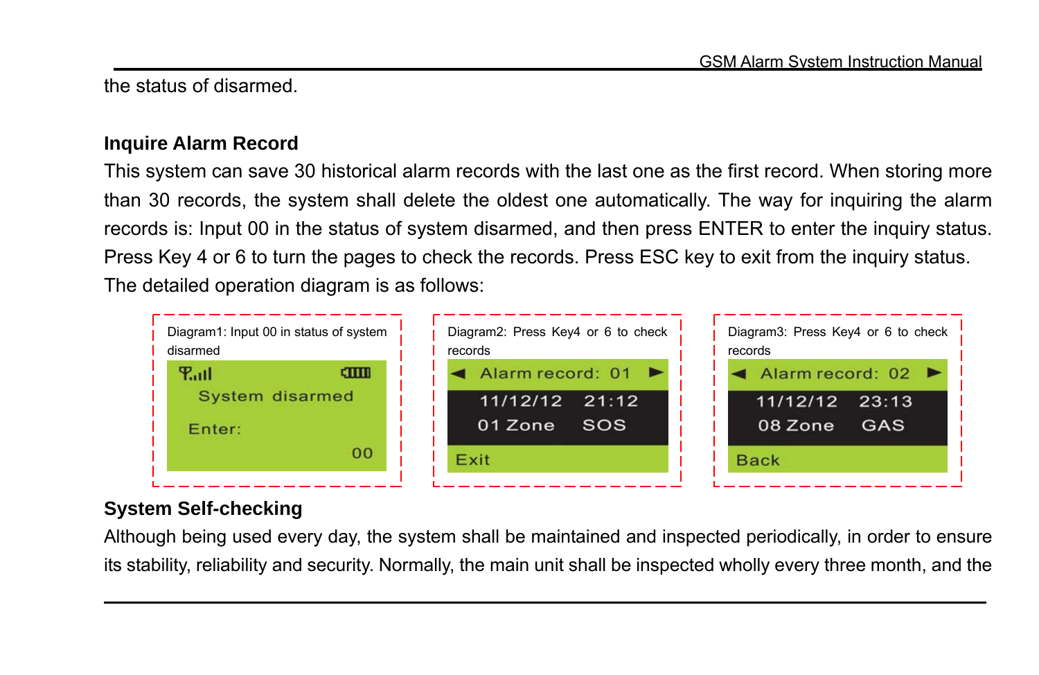the status of disarmed.

### Inquire Alarm Record

This system can save 30 historical alarm records with the last one as the first record. When storing more than 30 records, the system shall delete the oldest one automatically. The way for inquiring the alarm records is: Input 00 in the status of system disarmed, and then press ENTER to enter the inquiry status. Press Key 4 or 6 to turn the pages to check the records. Press ESC key to exit from the inquiry status. The detailed operation diagram is as follows:

Diagram1: Input 00 in status of system disarmed

```
System disarmed
Enter:
                00
```

Diagram2: Press Key4 or 6 to check records

```
◄ Alarm record: 01 ►
11/12/12   21:12
01 Zone    SOS
Exit
```

Diagram3: Press Key4 or 6 to check records

```
◄ Alarm record: 02 ►
11/12/12   23:13
08 Zone    GAS
Back
```

### System Self-checking

Although being used every day, the system shall be maintained and inspected periodically, in order to ensure its stability, reliability and security. Normally, the main unit shall be inspected wholly every three month, and the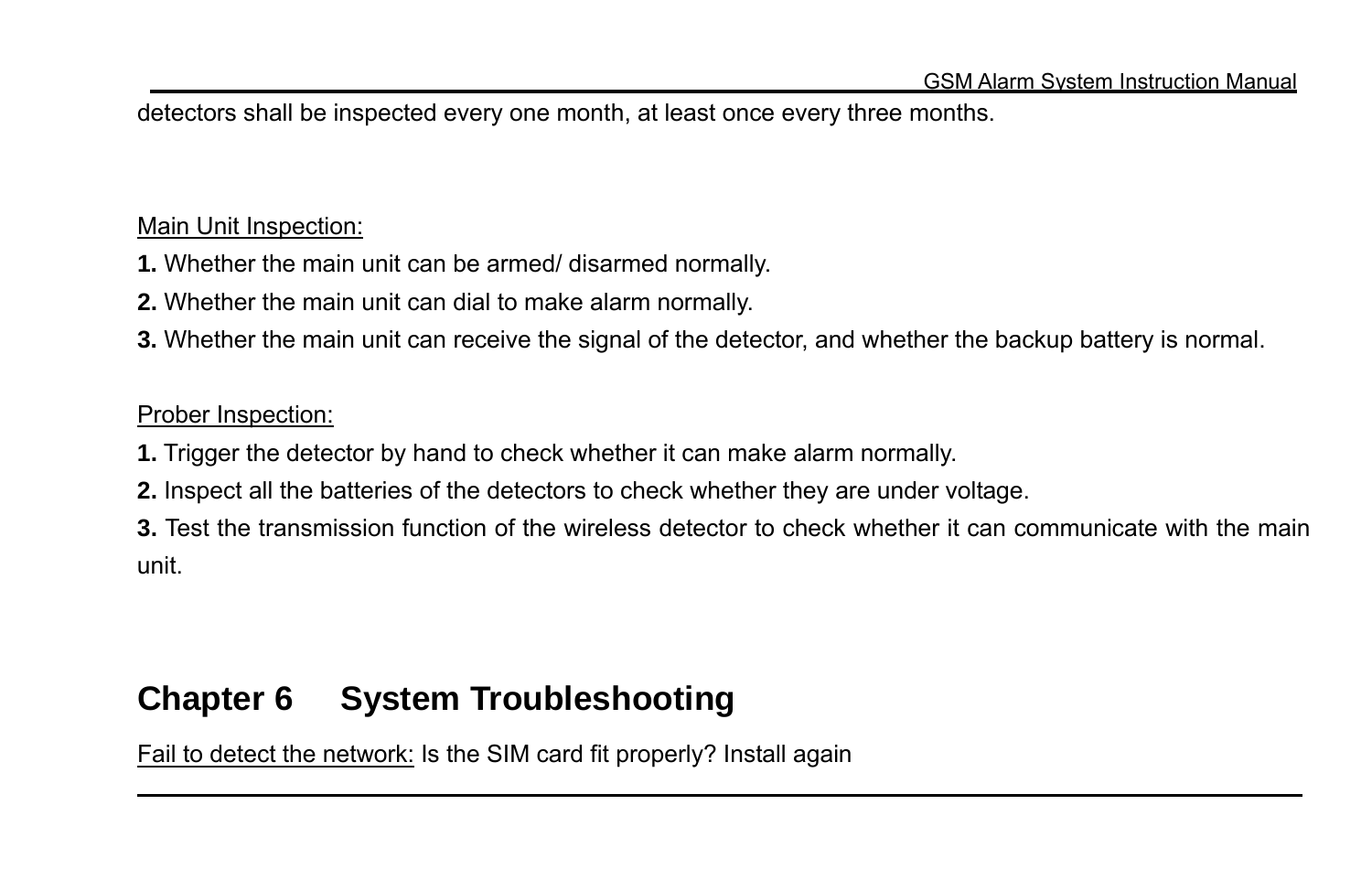detectors shall be inspected every one month, at least once every three months.

Main Unit Inspection:

**1.** Whether the main unit can be armed/ disarmed normally.

**2.** Whether the main unit can dial to make alarm normally.

**3.** Whether the main unit can receive the signal of the detector, and whether the backup battery is normal.

Prober Inspection:

**1.** Trigger the detector by hand to check whether it can make alarm normally.

**2.** Inspect all the batteries of the detectors to check whether they are under voltage.

**3.** Test the transmission function of the wireless detector to check whether it can communicate with the main unit.

## Chapter 6 System Troubleshooting

Fail to detect the network: Is the SIM card fit properly? Install again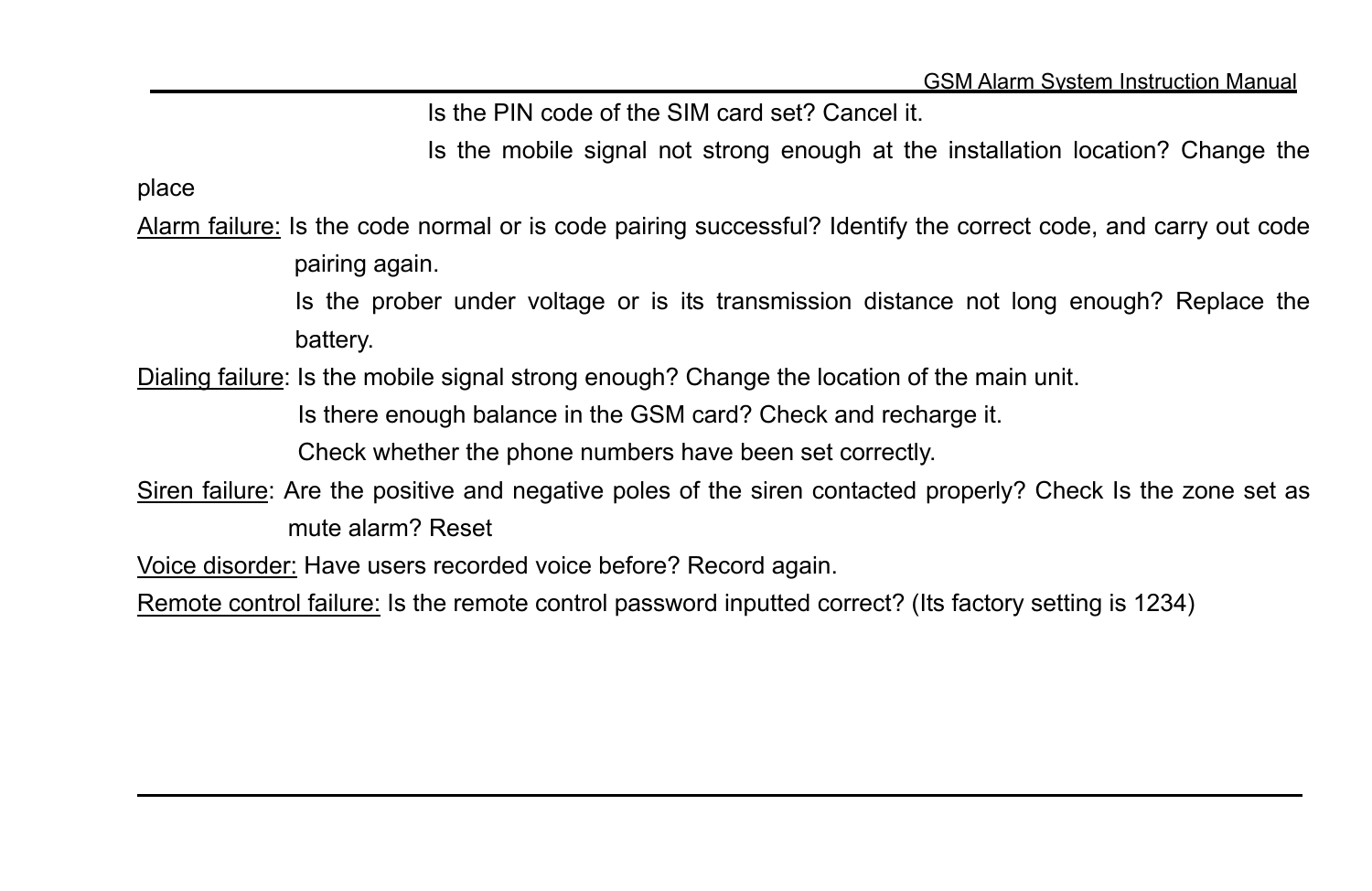Is the PIN code of the SIM card set? Cancel it.

Is the mobile signal not strong enough at the installation location? Change the place

<u>Alarm failure:</u> Is the code normal or is code pairing successful? Identify the correct code, and carry out code pairing again.

Is the prober under voltage or is its transmission distance not long enough? Replace the battery.

<u>Dialing failure</u>: Is the mobile signal strong enough? Change the location of the main unit.

Is there enough balance in the GSM card? Check and recharge it.

Check whether the phone numbers have been set correctly.

<u>Siren failure</u>: Are the positive and negative poles of the siren contacted properly? Check Is the zone set as mute alarm? Reset

<u>Voice disorder:</u> Have users recorded voice before? Record again.

<u>Remote control failure:</u> Is the remote control password inputted correct? (Its factory setting is 1234)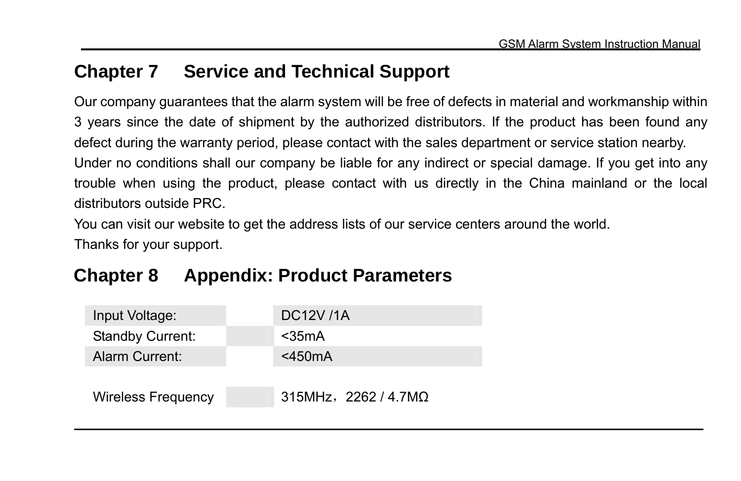## Chapter 7 Service and Technical Support

Our company guarantees that the alarm system will be free of defects in material and workmanship within 3 years since the date of shipment by the authorized distributors. If the product has been found any defect during the warranty period, please contact with the sales department or service station nearby.

Under no conditions shall our company be liable for any indirect or special damage. If you get into any trouble when using the product, please contact with us directly in the China mainland or the local distributors outside PRC.

You can visit our website to get the address lists of our service centers around the world.

Thanks for your support.

## Chapter 8 Appendix: Product Parameters

| Parameter | Value |
|---|---|
| Input Voltage: | DC12V /1A |
| Standby Current: | <35mA |
| Alarm Current: | <450mA |
| Wireless Frequency | 315MHz，2262 / 4.7MΩ |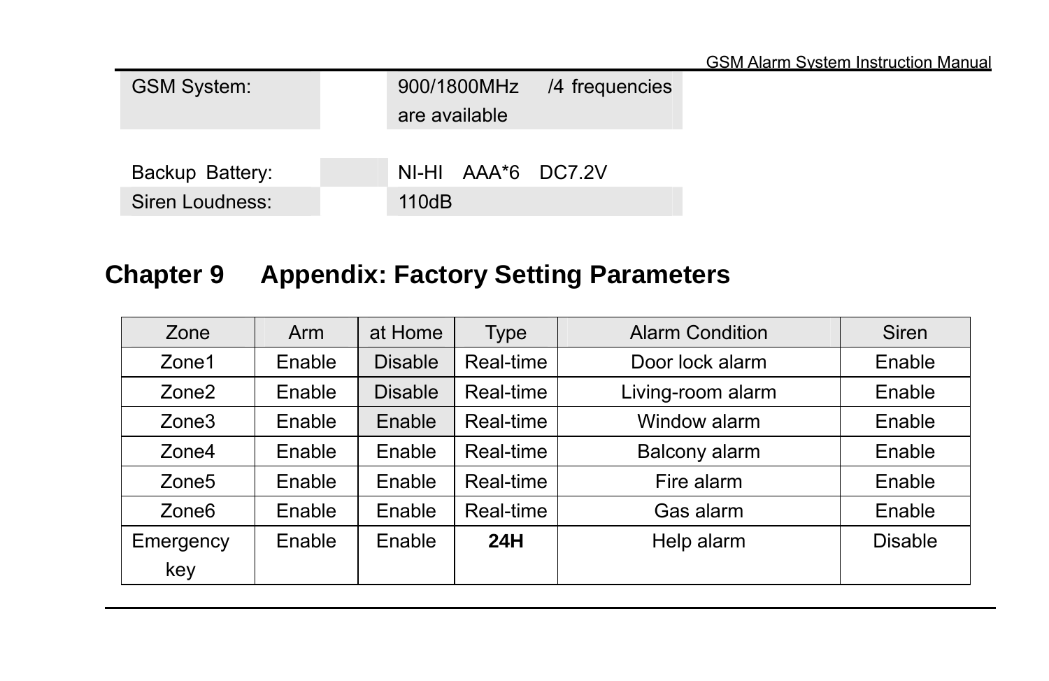| | |
|---|---|
| GSM System: | 900/1800MHz /4 frequencies are available |
| Backup Battery: | NI-HI AAA*6 DC7.2V |
| Siren Loudness: | 110dB |

# Chapter 9 Appendix: Factory Setting Parameters

| Zone | Arm | at Home | Type | Alarm Condition | Siren |
|---|---|---|---|---|---|
| Zone1 | Enable | Disable | Real-time | Door lock alarm | Enable |
| Zone2 | Enable | Disable | Real-time | Living-room alarm | Enable |
| Zone3 | Enable | Enable | Real-time | Window alarm | Enable |
| Zone4 | Enable | Enable | Real-time | Balcony alarm | Enable |
| Zone5 | Enable | Enable | Real-time | Fire alarm | Enable |
| Zone6 | Enable | Enable | Real-time | Gas alarm | Enable |
| Emergency key | Enable | Enable | **24H** | Help alarm | Disable |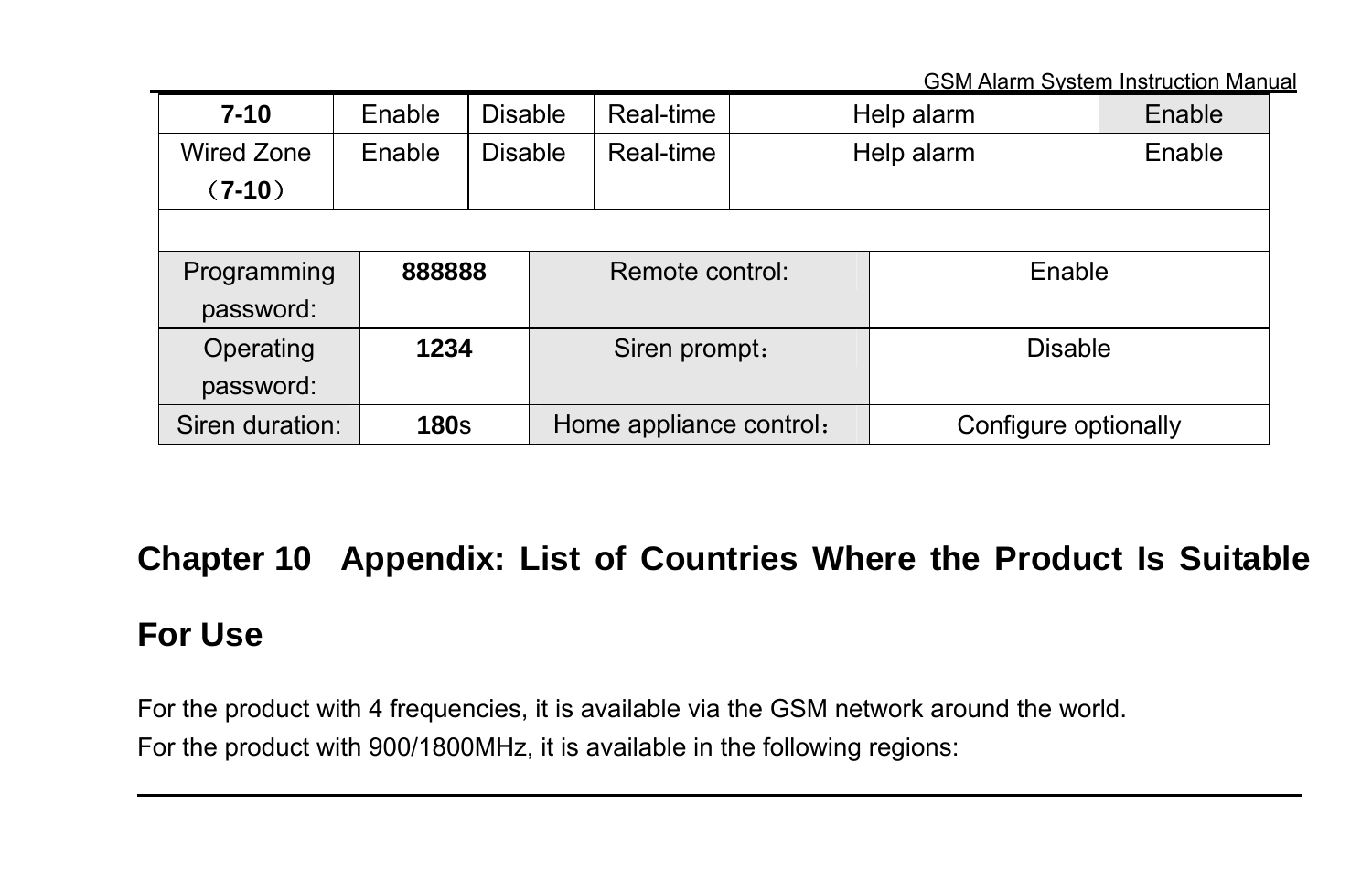| **7-10** | Enable | Disable | Real-time | Help alarm | Enable |
|---|---|---|---|---|---|
| Wired Zone（**7-10**） | Enable | Disable | Real-time | Help alarm | Enable |

| Programming password: | **888888** | Remote control: | Enable |
|---|---|---|---|
| Operating password: | **1234** | Siren prompt： | Disable |
| Siren duration: | **180**s | Home appliance control： | Configure optionally |

# Chapter 10 Appendix: List of Countries Where the Product Is Suitable For Use

For the product with 4 frequencies, it is available via the GSM network around the world.
For the product with 900/1800MHz, it is available in the following regions: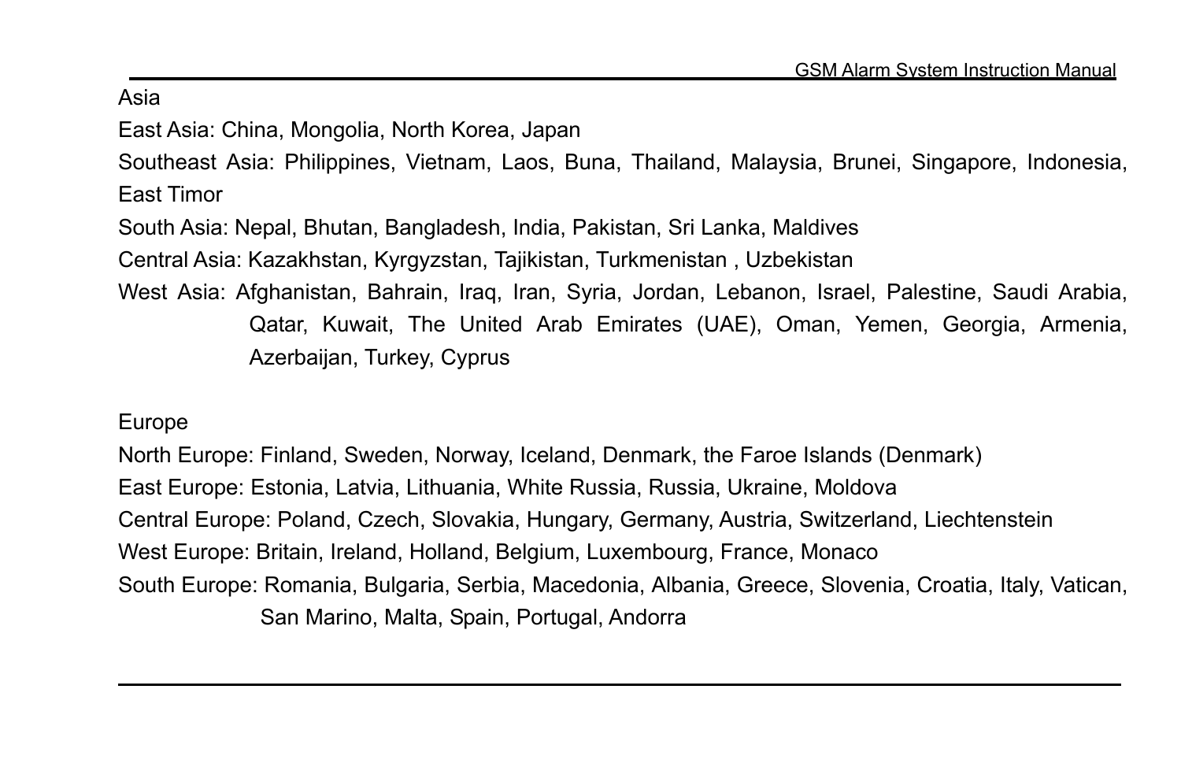Asia

East Asia: China, Mongolia, North Korea, Japan

Southeast Asia: Philippines, Vietnam, Laos, Buna, Thailand, Malaysia, Brunei, Singapore, Indonesia, East Timor

South Asia: Nepal, Bhutan, Bangladesh, India, Pakistan, Sri Lanka, Maldives

Central Asia: Kazakhstan, Kyrgyzstan, Tajikistan, Turkmenistan , Uzbekistan

West Asia: Afghanistan, Bahrain, Iraq, Iran, Syria, Jordan, Lebanon, Israel, Palestine, Saudi Arabia, Qatar, Kuwait, The United Arab Emirates (UAE), Oman, Yemen, Georgia, Armenia, Azerbaijan, Turkey, Cyprus

Europe

North Europe: Finland, Sweden, Norway, Iceland, Denmark, the Faroe Islands (Denmark)

East Europe: Estonia, Latvia, Lithuania, White Russia, Russia, Ukraine, Moldova

Central Europe: Poland, Czech, Slovakia, Hungary, Germany, Austria, Switzerland, Liechtenstein

West Europe: Britain, Ireland, Holland, Belgium, Luxembourg, France, Monaco

South Europe: Romania, Bulgaria, Serbia, Macedonia, Albania, Greece, Slovenia, Croatia, Italy, Vatican, San Marino, Malta, Spain, Portugal, Andorra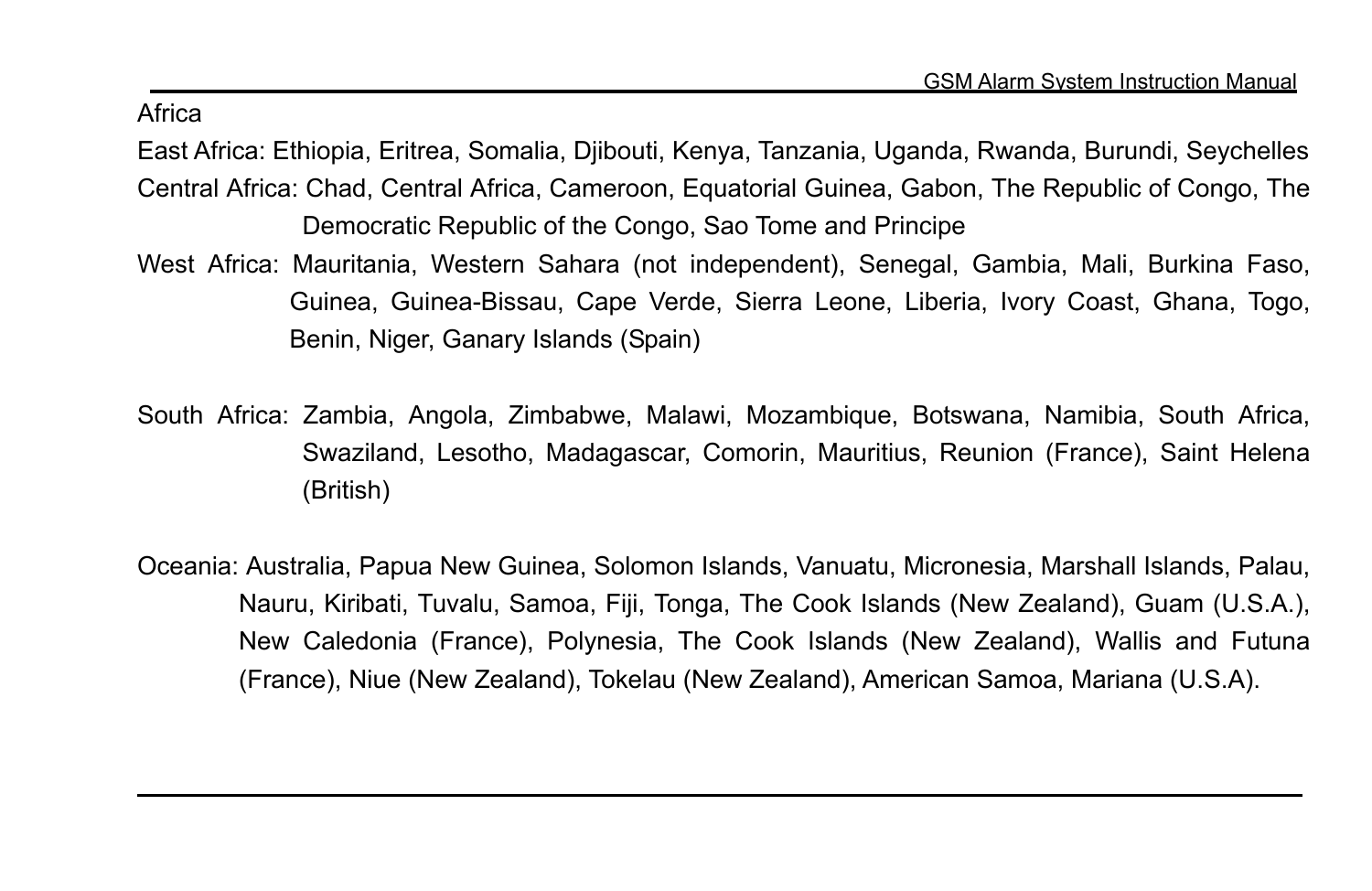Africa

East Africa: Ethiopia, Eritrea, Somalia, Djibouti, Kenya, Tanzania, Uganda, Rwanda, Burundi, Seychelles

Central Africa: Chad, Central Africa, Cameroon, Equatorial Guinea, Gabon, The Republic of Congo, The Democratic Republic of the Congo, Sao Tome and Principe

West Africa: Mauritania, Western Sahara (not independent), Senegal, Gambia, Mali, Burkina Faso, Guinea, Guinea-Bissau, Cape Verde, Sierra Leone, Liberia, Ivory Coast, Ghana, Togo, Benin, Niger, Ganary Islands (Spain)

South Africa: Zambia, Angola, Zimbabwe, Malawi, Mozambique, Botswana, Namibia, South Africa, Swaziland, Lesotho, Madagascar, Comorin, Mauritius, Reunion (France), Saint Helena (British)

Oceania: Australia, Papua New Guinea, Solomon Islands, Vanuatu, Micronesia, Marshall Islands, Palau, Nauru, Kiribati, Tuvalu, Samoa, Fiji, Tonga, The Cook Islands (New Zealand), Guam (U.S.A.), New Caledonia (France), Polynesia, The Cook Islands (New Zealand), Wallis and Futuna (France), Niue (New Zealand), Tokelau (New Zealand), American Samoa, Mariana (U.S.A).